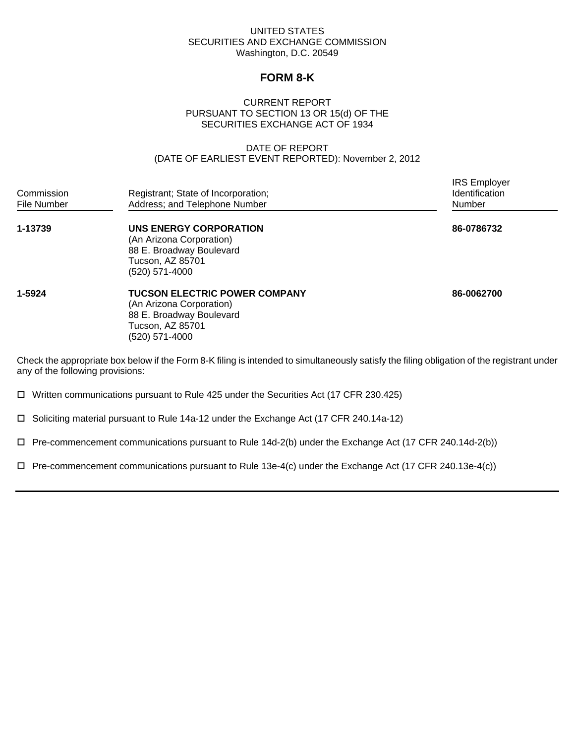UNITED STATES
SECURITIES AND EXCHANGE COMMISSION
Washington, D.C. 20549

# FORM 8-K

CURRENT REPORT
PURSUANT TO SECTION 13 OR 15(d) OF THE
SECURITIES EXCHANGE ACT OF 1934

DATE OF REPORT
(DATE OF EARLIEST EVENT REPORTED): November 2, 2012

| Commission File Number | Registrant; State of Incorporation; Address; and Telephone Number | IRS Employer Identification Number |
|---|---|---|
| **1-13739** | **UNS ENERGY CORPORATION**<br>(An Arizona Corporation)<br>88 E. Broadway Boulevard<br>Tucson, AZ 85701<br>(520) 571-4000 | **86-0786732** |
| **1-5924** | **TUCSON ELECTRIC POWER COMPANY**<br>(An Arizona Corporation)<br>88 E. Broadway Boulevard<br>Tucson, AZ 85701<br>(520) 571-4000 | **86-0062700** |

Check the appropriate box below if the Form 8-K filing is intended to simultaneously satisfy the filing obligation of the registrant under any of the following provisions:

☐ Written communications pursuant to Rule 425 under the Securities Act (17 CFR 230.425)

☐ Soliciting material pursuant to Rule 14a-12 under the Exchange Act (17 CFR 240.14a-12)

☐ Pre-commencement communications pursuant to Rule 14d-2(b) under the Exchange Act (17 CFR 240.14d-2(b))

☐ Pre-commencement communications pursuant to Rule 13e-4(c) under the Exchange Act (17 CFR 240.13e-4(c))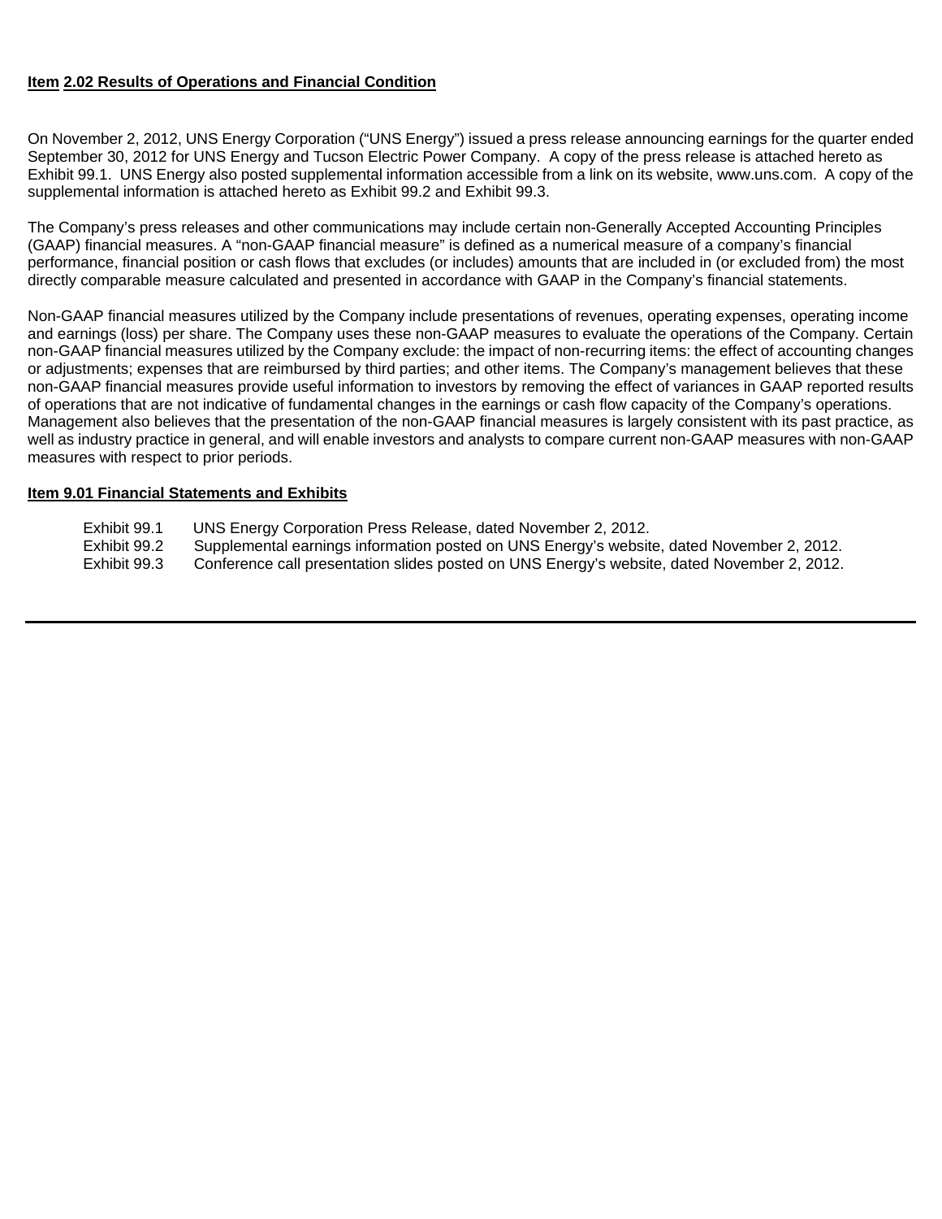**Item 2.02 Results of Operations and Financial Condition**

On November 2, 2012, UNS Energy Corporation ("UNS Energy") issued a press release announcing earnings for the quarter ended September 30, 2012 for UNS Energy and Tucson Electric Power Company. A copy of the press release is attached hereto as Exhibit 99.1. UNS Energy also posted supplemental information accessible from a link on its website, www.uns.com. A copy of the supplemental information is attached hereto as Exhibit 99.2 and Exhibit 99.3.

The Company's press releases and other communications may include certain non-Generally Accepted Accounting Principles (GAAP) financial measures. A "non-GAAP financial measure" is defined as a numerical measure of a company's financial performance, financial position or cash flows that excludes (or includes) amounts that are included in (or excluded from) the most directly comparable measure calculated and presented in accordance with GAAP in the Company's financial statements.

Non-GAAP financial measures utilized by the Company include presentations of revenues, operating expenses, operating income and earnings (loss) per share. The Company uses these non-GAAP measures to evaluate the operations of the Company. Certain non-GAAP financial measures utilized by the Company exclude: the impact of non-recurring items: the effect of accounting changes or adjustments; expenses that are reimbursed by third parties; and other items. The Company's management believes that these non-GAAP financial measures provide useful information to investors by removing the effect of variances in GAAP reported results of operations that are not indicative of fundamental changes in the earnings or cash flow capacity of the Company's operations. Management also believes that the presentation of the non-GAAP financial measures is largely consistent with its past practice, as well as industry practice in general, and will enable investors and analysts to compare current non-GAAP measures with non-GAAP measures with respect to prior periods.

**Item 9.01 Financial Statements and Exhibits**

Exhibit 99.1 UNS Energy Corporation Press Release, dated November 2, 2012.
Exhibit 99.2 Supplemental earnings information posted on UNS Energy's website, dated November 2, 2012.
Exhibit 99.3 Conference call presentation slides posted on UNS Energy's website, dated November 2, 2012.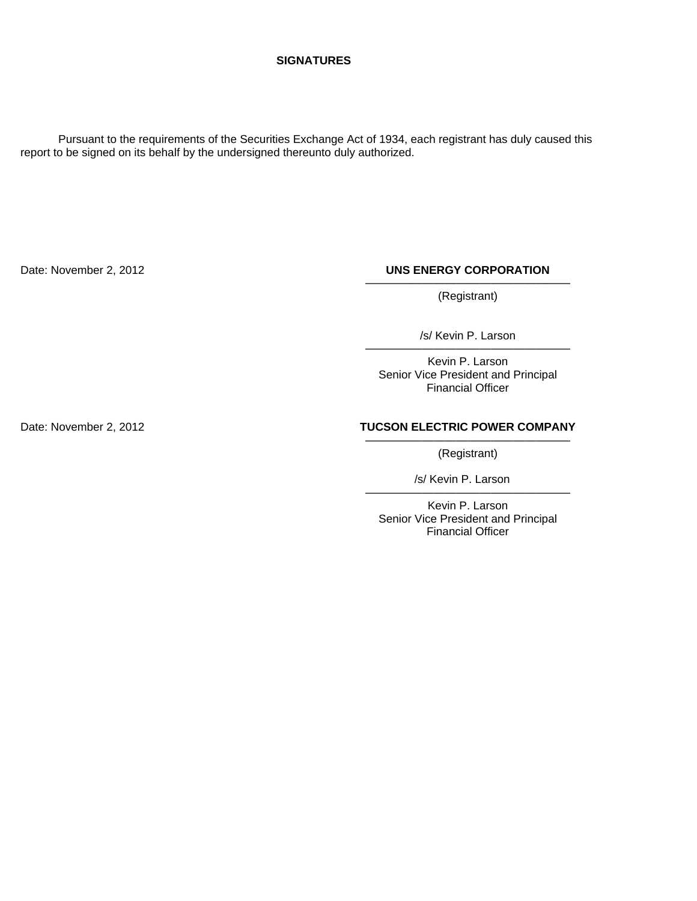**SIGNATURES**

Pursuant to the requirements of the Securities Exchange Act of 1934, each registrant has duly caused this report to be signed on its behalf by the undersigned thereunto duly authorized.

Date: November 2, 2012

**UNS ENERGY CORPORATION**
(Registrant)

/s/ Kevin P. Larson

Kevin P. Larson
Senior Vice President and Principal Financial Officer

Date: November 2, 2012

**TUCSON ELECTRIC POWER COMPANY**
(Registrant)

/s/ Kevin P. Larson

Kevin P. Larson
Senior Vice President and Principal Financial Officer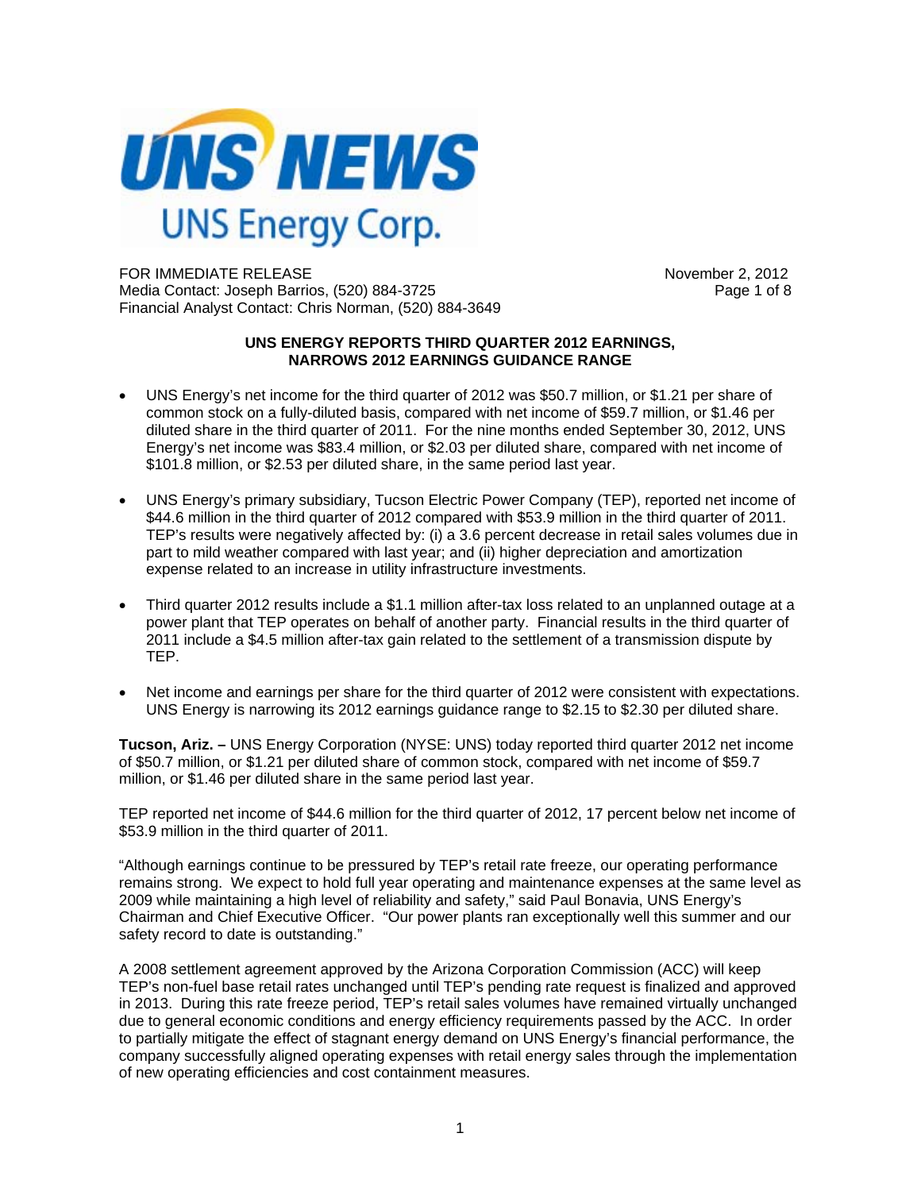# UNS NEWS

UNS Energy Corp.

FOR IMMEDIATE RELEASE
Media Contact: Joseph Barrios, (520) 884-3725
Financial Analyst Contact: Chris Norman, (520) 884-3649

November 2, 2012

**UNS ENERGY REPORTS THIRD QUARTER 2012 EARNINGS, NARROWS 2012 EARNINGS GUIDANCE RANGE**

- UNS Energy's net income for the third quarter of 2012 was $50.7 million, or $1.21 per share of common stock on a fully-diluted basis, compared with net income of $59.7 million, or $1.46 per diluted share in the third quarter of 2011. For the nine months ended September 30, 2012, UNS Energy's net income was $83.4 million, or $2.03 per diluted share, compared with net income of $101.8 million, or $2.53 per diluted share, in the same period last year.

- UNS Energy's primary subsidiary, Tucson Electric Power Company (TEP), reported net income of $44.6 million in the third quarter of 2012 compared with $53.9 million in the third quarter of 2011. TEP's results were negatively affected by: (i) a 3.6 percent decrease in retail sales volumes due in part to mild weather compared with last year; and (ii) higher depreciation and amortization expense related to an increase in utility infrastructure investments.

- Third quarter 2012 results include a $1.1 million after-tax loss related to an unplanned outage at a power plant that TEP operates on behalf of another party. Financial results in the third quarter of 2011 include a $4.5 million after-tax gain related to the settlement of a transmission dispute by TEP.

- Net income and earnings per share for the third quarter of 2012 were consistent with expectations. UNS Energy is narrowing its 2012 earnings guidance range to $2.15 to $2.30 per diluted share.

**Tucson, Ariz. –** UNS Energy Corporation (NYSE: UNS) today reported third quarter 2012 net income of $50.7 million, or $1.21 per diluted share of common stock, compared with net income of $59.7 million, or $1.46 per diluted share in the same period last year.

TEP reported net income of $44.6 million for the third quarter of 2012, 17 percent below net income of $53.9 million in the third quarter of 2011.

"Although earnings continue to be pressured by TEP's retail rate freeze, our operating performance remains strong. We expect to hold full year operating and maintenance expenses at the same level as 2009 while maintaining a high level of reliability and safety," said Paul Bonavia, UNS Energy's Chairman and Chief Executive Officer. "Our power plants ran exceptionally well this summer and our safety record to date is outstanding."

A 2008 settlement agreement approved by the Arizona Corporation Commission (ACC) will keep TEP's non-fuel base retail rates unchanged until TEP's pending rate request is finalized and approved in 2013. During this rate freeze period, TEP's retail sales volumes have remained virtually unchanged due to general economic conditions and energy efficiency requirements passed by the ACC. In order to partially mitigate the effect of stagnant energy demand on UNS Energy's financial performance, the company successfully aligned operating expenses with retail energy sales through the implementation of new operating efficiencies and cost containment measures.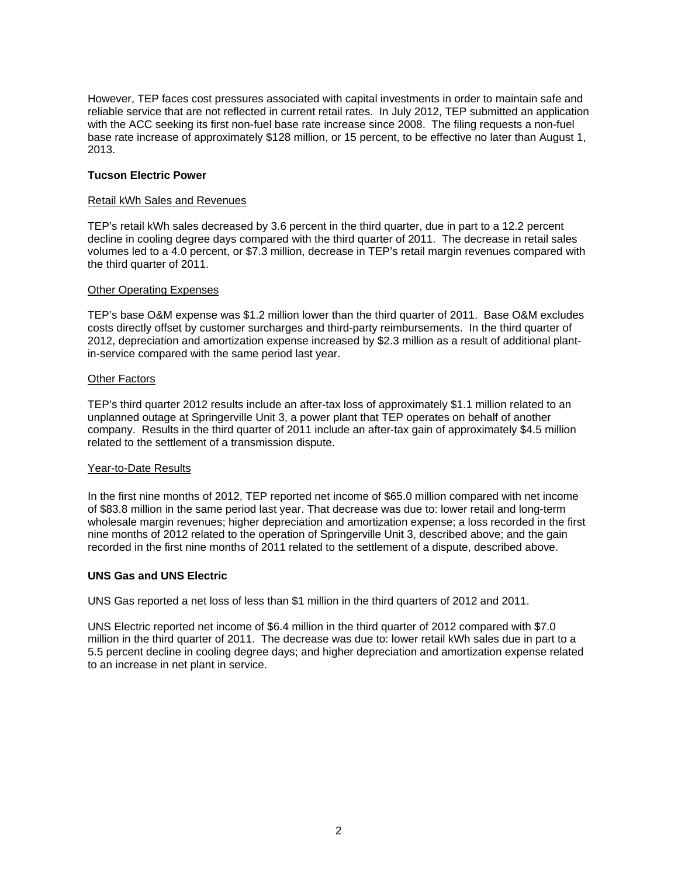However, TEP faces cost pressures associated with capital investments in order to maintain safe and reliable service that are not reflected in current retail rates. In July 2012, TEP submitted an application with the ACC seeking its first non-fuel base rate increase since 2008. The filing requests a non-fuel base rate increase of approximately $128 million, or 15 percent, to be effective no later than August 1, 2013.

## Tucson Electric Power

### Retail kWh Sales and Revenues

TEP's retail kWh sales decreased by 3.6 percent in the third quarter, due in part to a 12.2 percent decline in cooling degree days compared with the third quarter of 2011. The decrease in retail sales volumes led to a 4.0 percent, or $7.3 million, decrease in TEP's retail margin revenues compared with the third quarter of 2011.

### Other Operating Expenses

TEP's base O&M expense was $1.2 million lower than the third quarter of 2011. Base O&M excludes costs directly offset by customer surcharges and third-party reimbursements. In the third quarter of 2012, depreciation and amortization expense increased by $2.3 million as a result of additional plant-in-service compared with the same period last year.

### Other Factors

TEP's third quarter 2012 results include an after-tax loss of approximately $1.1 million related to an unplanned outage at Springerville Unit 3, a power plant that TEP operates on behalf of another company. Results in the third quarter of 2011 include an after-tax gain of approximately $4.5 million related to the settlement of a transmission dispute.

### Year-to-Date Results

In the first nine months of 2012, TEP reported net income of $65.0 million compared with net income of $83.8 million in the same period last year. That decrease was due to: lower retail and long-term wholesale margin revenues; higher depreciation and amortization expense; a loss recorded in the first nine months of 2012 related to the operation of Springerville Unit 3, described above; and the gain recorded in the first nine months of 2011 related to the settlement of a dispute, described above.

## UNS Gas and UNS Electric

UNS Gas reported a net loss of less than $1 million in the third quarters of 2012 and 2011.

UNS Electric reported net income of $6.4 million in the third quarter of 2012 compared with $7.0 million in the third quarter of 2011. The decrease was due to: lower retail kWh sales due in part to a 5.5 percent decline in cooling degree days; and higher depreciation and amortization expense related to an increase in net plant in service.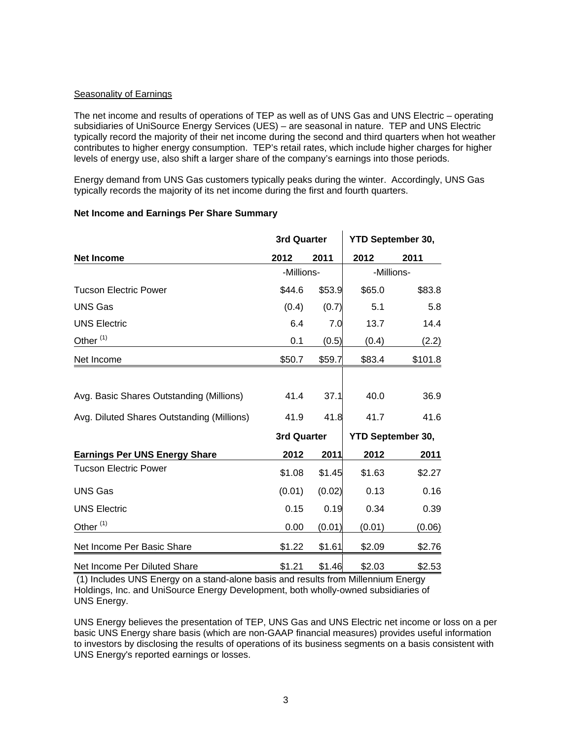Seasonality of Earnings

The net income and results of operations of TEP as well as of UNS Gas and UNS Electric – operating subsidiaries of UniSource Energy Services (UES) – are seasonal in nature. TEP and UNS Electric typically record the majority of their net income during the second and third quarters when hot weather contributes to higher energy consumption. TEP's retail rates, which include higher charges for higher levels of energy use, also shift a larger share of the company's earnings into those periods.

Energy demand from UNS Gas customers typically peaks during the winter. Accordingly, UNS Gas typically records the majority of its net income during the first and fourth quarters.

**Net Income and Earnings Per Share Summary**

| | 3rd Quarter | | YTD September 30, | |
|---|---|---|---|---|
| **Net Income** | **2012** | **2011** | **2012** | **2011** |
| | -Millions- | | -Millions- | |
| Tucson Electric Power | $44.6 | $53.9 | $65.0 | $83.8 |
| UNS Gas | (0.4) | (0.7) | 5.1 | 5.8 |
| UNS Electric | 6.4 | 7.0 | 13.7 | 14.4 |
| Other [(1)] | 0.1 | (0.5) | (0.4) | (2.2) |
| Net Income | $50.7 | $59.7 | $83.4 | $101.8 |
| | | | | |
| Avg. Basic Shares Outstanding (Millions) | 41.4 | 37.1 | 40.0 | 36.9 |
| Avg. Diluted Shares Outstanding (Millions) | 41.9 | 41.8 | 41.7 | 41.6 |

| | 3rd Quarter | | YTD September 30, | |
|---|---|---|---|---|
| **Earnings Per UNS Energy Share** | **2012** | **2011** | **2012** | **2011** |
| Tucson Electric Power | $1.08 | $1.45 | $1.63 | $2.27 |
| UNS Gas | (0.01) | (0.02) | 0.13 | 0.16 |
| UNS Electric | 0.15 | 0.19 | 0.34 | 0.39 |
| Other [(1)] | 0.00 | (0.01) | (0.01) | (0.06) |
| Net Income Per Basic Share | $1.22 | $1.61 | $2.09 | $2.76 |
| Net Income Per Diluted Share | $1.21 | $1.46 | $2.03 | $2.53 |

(1) Includes UNS Energy on a stand-alone basis and results from Millennium Energy Holdings, Inc. and UniSource Energy Development, both wholly-owned subsidiaries of UNS Energy.

UNS Energy believes the presentation of TEP, UNS Gas and UNS Electric net income or loss on a per basic UNS Energy share basis (which are non-GAAP financial measures) provides useful information to investors by disclosing the results of operations of its business segments on a basis consistent with UNS Energy's reported earnings or losses.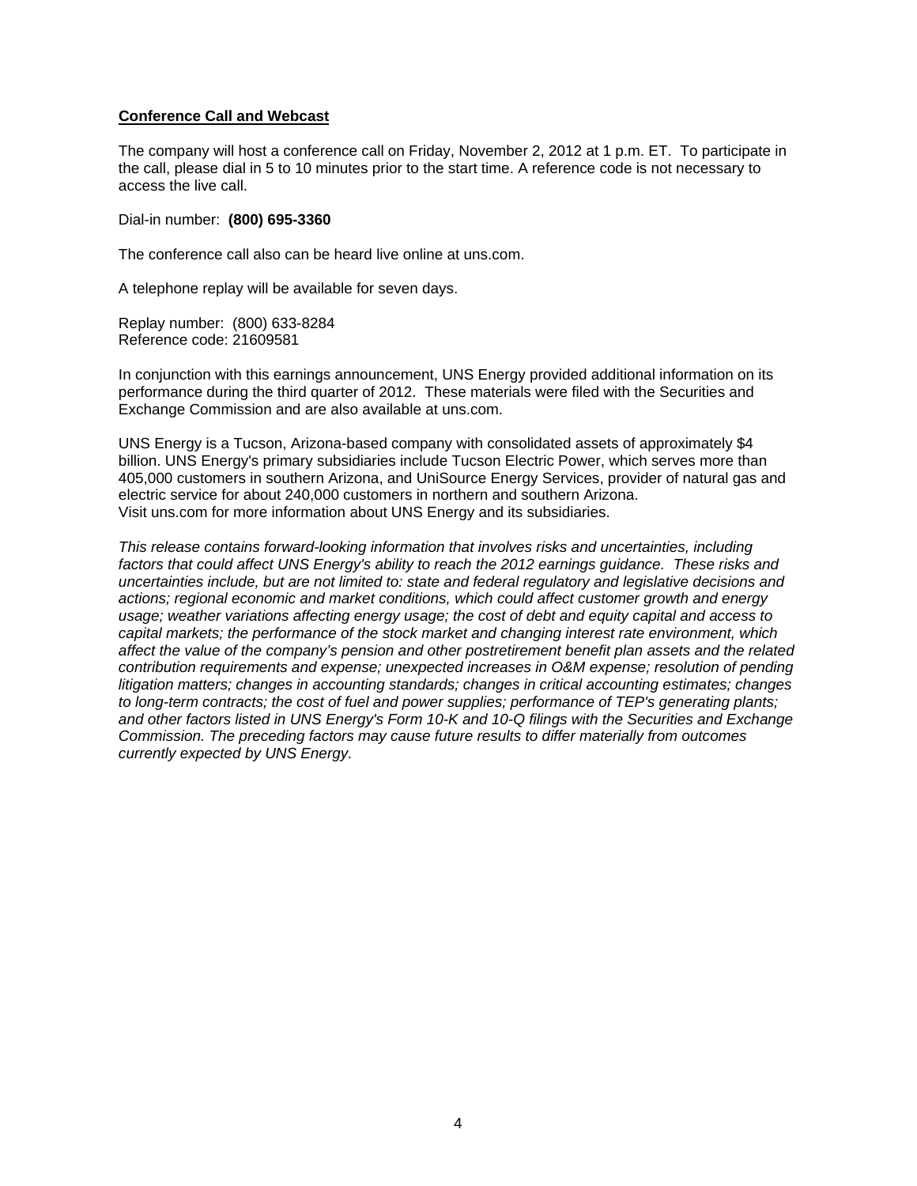**Conference Call and Webcast**

The company will host a conference call on Friday, November 2, 2012 at 1 p.m. ET. To participate in the call, please dial in 5 to 10 minutes prior to the start time. A reference code is not necessary to access the live call.

Dial-in number: **(800) 695-3360**

The conference call also can be heard live online at uns.com.

A telephone replay will be available for seven days.

Replay number: (800) 633-8284
Reference code: 21609581

In conjunction with this earnings announcement, UNS Energy provided additional information on its performance during the third quarter of 2012. These materials were filed with the Securities and Exchange Commission and are also available at uns.com.

UNS Energy is a Tucson, Arizona-based company with consolidated assets of approximately $4 billion. UNS Energy's primary subsidiaries include Tucson Electric Power, which serves more than 405,000 customers in southern Arizona, and UniSource Energy Services, provider of natural gas and electric service for about 240,000 customers in northern and southern Arizona.
Visit uns.com for more information about UNS Energy and its subsidiaries.

*This release contains forward-looking information that involves risks and uncertainties, including factors that could affect UNS Energy's ability to reach the 2012 earnings guidance. These risks and uncertainties include, but are not limited to: state and federal regulatory and legislative decisions and actions; regional economic and market conditions, which could affect customer growth and energy usage; weather variations affecting energy usage; the cost of debt and equity capital and access to capital markets; the performance of the stock market and changing interest rate environment, which affect the value of the company's pension and other postretirement benefit plan assets and the related contribution requirements and expense; unexpected increases in O&M expense; resolution of pending litigation matters; changes in accounting standards; changes in critical accounting estimates; changes to long-term contracts; the cost of fuel and power supplies; performance of TEP's generating plants; and other factors listed in UNS Energy's Form 10-K and 10-Q filings with the Securities and Exchange Commission. The preceding factors may cause future results to differ materially from outcomes currently expected by UNS Energy.*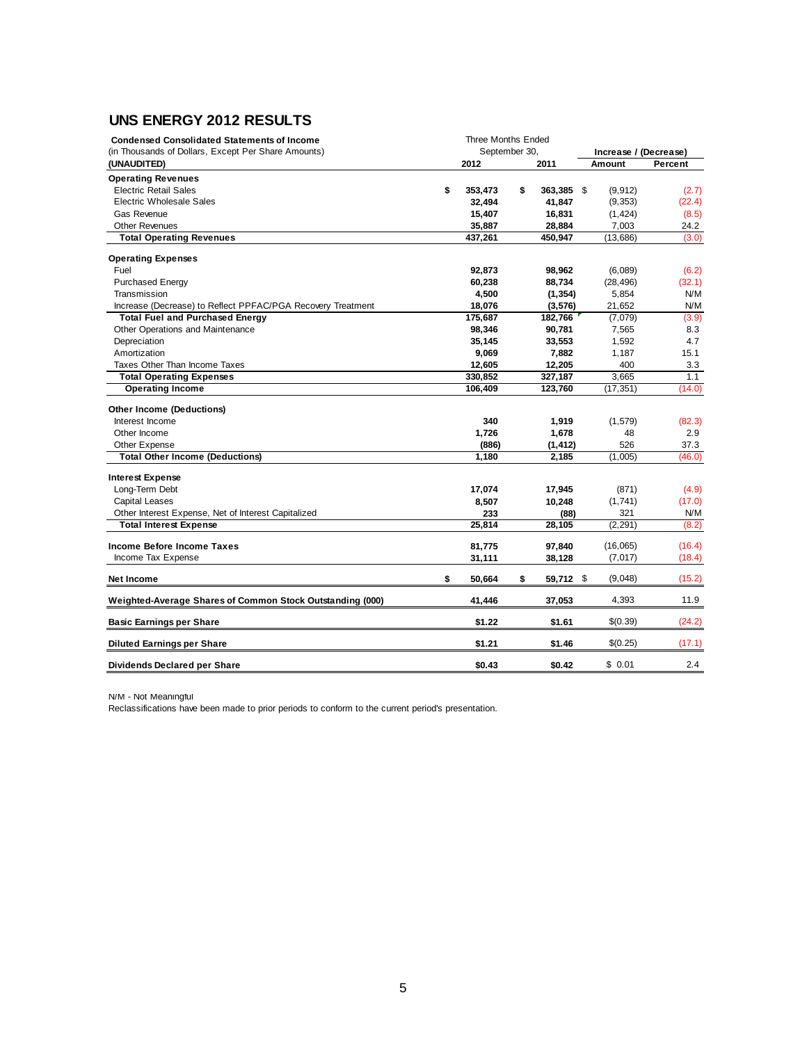## UNS ENERGY 2012 RESULTS

| Condensed Consolidated Statements of Income (in Thousands of Dollars, Except Per Share Amounts) (UNAUDITED) | Three Months Ended September 30, 2012 | 2011 | Increase / (Decrease) Amount | Percent |
|---|---|---|---|---|
| **Operating Revenues** | | | | |
| Electric Retail Sales | $ 353,473 | $ 363,385 | $ (9,912) | (2.7) |
| Electric Wholesale Sales | 32,494 | 41,847 | (9,353) | (22.4) |
| Gas Revenue | 15,407 | 16,831 | (1,424) | (8.5) |
| Other Revenues | 35,887 | 28,884 | 7,003 | 24.2 |
| **Total Operating Revenues** | 437,261 | 450,947 | (13,686) | (3.0) |
| **Operating Expenses** | | | | |
| Fuel | 92,873 | 98,962 | (6,089) | (6.2) |
| Purchased Energy | 60,238 | 88,734 | (28,496) | (32.1) |
| Transmission | 4,500 | (1,354) | 5,854 | N/M |
| Increase (Decrease) to Reflect PPFAC/PGA Recovery Treatment | 18,076 | (3,576) | 21,652 | N/M |
| **Total Fuel and Purchased Energy** | 175,687 | 182,766 | (7,079) | (3.9) |
| Other Operations and Maintenance | 98,346 | 90,781 | 7,565 | 8.3 |
| Depreciation | 35,145 | 33,553 | 1,592 | 4.7 |
| Amortization | 9,069 | 7,882 | 1,187 | 15.1 |
| Taxes Other Than Income Taxes | 12,605 | 12,205 | 400 | 3.3 |
| **Total Operating Expenses** | 330,852 | 327,187 | 3,665 | 1.1 |
| **Operating Income** | 106,409 | 123,760 | (17,351) | (14.0) |
| **Other Income (Deductions)** | | | | |
| Interest Income | 340 | 1,919 | (1,579) | (82.3) |
| Other Income | 1,726 | 1,678 | 48 | 2.9 |
| Other Expense | (886) | (1,412) | 526 | 37.3 |
| **Total Other Income (Deductions)** | 1,180 | 2,185 | (1,005) | (46.0) |
| **Interest Expense** | | | | |
| Long-Term Debt | 17,074 | 17,945 | (871) | (4.9) |
| Capital Leases | 8,507 | 10,248 | (1,741) | (17.0) |
| Other Interest Expense, Net of Interest Capitalized | 233 | (88) | 321 | N/M |
| **Total Interest Expense** | 25,814 | 28,105 | (2,291) | (8.2) |
| **Income Before Income Taxes** | 81,775 | 97,840 | (16,065) | (16.4) |
| Income Tax Expense | 31,111 | 38,128 | (7,017) | (18.4) |
| **Net Income** | $ 50,664 | $ 59,712 | $ (9,048) | (15.2) |
| **Weighted-Average Shares of Common Stock Outstanding (000)** | 41,446 | 37,053 | 4,393 | 11.9 |
| **Basic Earnings per Share** | $1.22 | $1.61 | $(0.39) | (24.2) |
| **Diluted Earnings per Share** | $1.21 | $1.46 | $(0.25) | (17.1) |
| **Dividends Declared per Share** | $0.43 | $0.42 | $ 0.01 | 2.4 |

N/M - Not Meaningful
Reclassifications have been made to prior periods to conform to the current period's presentation.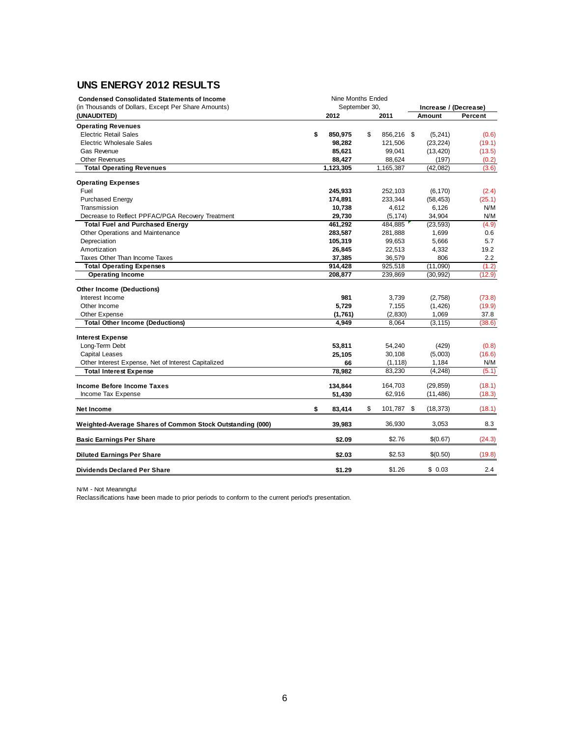## UNS ENERGY 2012 RESULTS

| Condensed Consolidated Statements of Income (in Thousands of Dollars, Except Per Share Amounts) (UNAUDITED) | Nine Months Ended September 30, 2012 | 2011 | Increase / (Decrease) Amount | Percent |
|---|---|---|---|---|
| **Operating Revenues** | | | | |
| Electric Retail Sales | $ 850,975 | $ 856,216 | $ (5,241) | (0.6) |
| Electric Wholesale Sales | 98,282 | 121,506 | (23,224) | (19.1) |
| Gas Revenue | 85,621 | 99,041 | (13,420) | (13.5) |
| Other Revenues | 88,427 | 88,624 | (197) | (0.2) |
| **Total Operating Revenues** | 1,123,305 | 1,165,387 | (42,082) | (3.6) |
| **Operating Expenses** | | | | |
| Fuel | 245,933 | 252,103 | (6,170) | (2.4) |
| Purchased Energy | 174,891 | 233,344 | (58,453) | (25.1) |
| Transmission | 10,738 | 4,612 | 6,126 | N/M |
| Decrease to Reflect PPFAC/PGA Recovery Treatment | 29,730 | (5,174) | 34,904 | N/M |
| **Total Fuel and Purchased Energy** | 461,292 | 484,885 | (23,593) | (4.9) |
| Other Operations and Maintenance | 283,587 | 281,888 | 1,699 | 0.6 |
| Depreciation | 105,319 | 99,653 | 5,666 | 5.7 |
| Amortization | 26,845 | 22,513 | 4,332 | 19.2 |
| Taxes Other Than Income Taxes | 37,385 | 36,579 | 806 | 2.2 |
| **Total Operating Expenses** | 914,428 | 925,518 | (11,090) | (1.2) |
| **Operating Income** | 208,877 | 239,869 | (30,992) | (12.9) |
| **Other Income (Deductions)** | | | | |
| Interest Income | 981 | 3,739 | (2,758) | (73.8) |
| Other Income | 5,729 | 7,155 | (1,426) | (19.9) |
| Other Expense | (1,761) | (2,830) | 1,069 | 37.8 |
| **Total Other Income (Deductions)** | 4,949 | 8,064 | (3,115) | (38.6) |
| **Interest Expense** | | | | |
| Long-Term Debt | 53,811 | 54,240 | (429) | (0.8) |
| Capital Leases | 25,105 | 30,108 | (5,003) | (16.6) |
| Other Interest Expense, Net of Interest Capitalized | 66 | (1,118) | 1,184 | N/M |
| **Total Interest Expense** | 78,982 | 83,230 | (4,248) | (5.1) |
| **Income Before Income Taxes** | 134,844 | 164,703 | (29,859) | (18.1) |
| Income Tax Expense | 51,430 | 62,916 | (11,486) | (18.3) |
| **Net Income** | $ 83,414 | $ 101,787 | $ (18,373) | (18.1) |
| **Weighted-Average Shares of Common Stock Outstanding (000)** | 39,983 | 36,930 | 3,053 | 8.3 |
| **Basic Earnings Per Share** | $2.09 | $2.76 | $(0.67) | (24.3) |
| **Diluted Earnings Per Share** | $2.03 | $2.53 | $(0.50) | (19.8) |
| **Dividends Declared Per Share** | $1.29 | $1.26 | $ 0.03 | 2.4 |

N/M - Not Meaningful

Reclassifications have been made to prior periods to conform to the current period's presentation.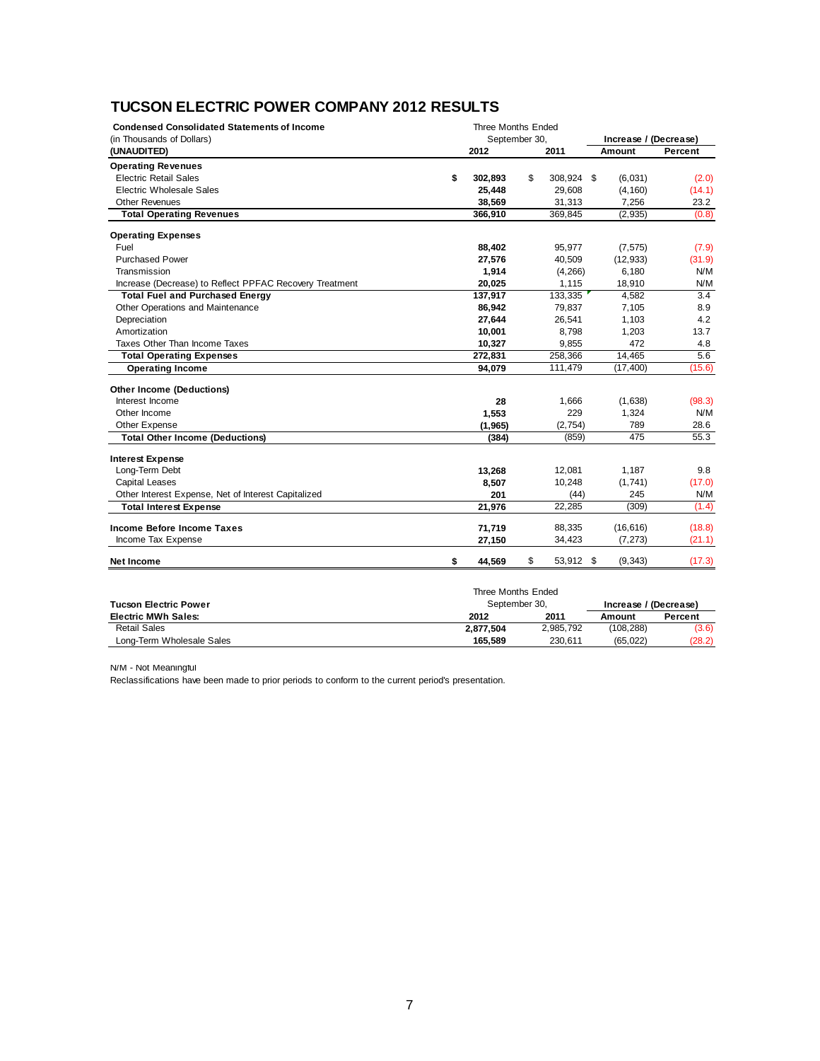## TUCSON ELECTRIC POWER COMPANY 2012 RESULTS

| Condensed Consolidated Statements of Income (in Thousands of Dollars) (UNAUDITED) | Three Months Ended September 30, 2012 | 2011 | Increase / (Decrease) Amount | Percent |
|---|---|---|---|---|
| **Operating Revenues** | | | | |
| Electric Retail Sales | $ 302,893 | $ 308,924 | $ (6,031) | (2.0) |
| Electric Wholesale Sales | 25,448 | 29,608 | (4,160) | (14.1) |
| Other Revenues | 38,569 | 31,313 | 7,256 | 23.2 |
| **Total Operating Revenues** | 366,910 | 369,845 | (2,935) | (0.8) |
| **Operating Expenses** | | | | |
| Fuel | 88,402 | 95,977 | (7,575) | (7.9) |
| Purchased Power | 27,576 | 40,509 | (12,933) | (31.9) |
| Transmission | 1,914 | (4,266) | 6,180 | N/M |
| Increase (Decrease) to Reflect PPFAC Recovery Treatment | 20,025 | 1,115 | 18,910 | N/M |
| **Total Fuel and Purchased Energy** | 137,917 | 133,335 | 4,582 | 3.4 |
| Other Operations and Maintenance | 86,942 | 79,837 | 7,105 | 8.9 |
| Depreciation | 27,644 | 26,541 | 1,103 | 4.2 |
| Amortization | 10,001 | 8,798 | 1,203 | 13.7 |
| Taxes Other Than Income Taxes | 10,327 | 9,855 | 472 | 4.8 |
| **Total Operating Expenses** | 272,831 | 258,366 | 14,465 | 5.6 |
| **Operating Income** | 94,079 | 111,479 | (17,400) | (15.6) |
| **Other Income (Deductions)** | | | | |
| Interest Income | 28 | 1,666 | (1,638) | (98.3) |
| Other Income | 1,553 | 229 | 1,324 | N/M |
| Other Expense | (1,965) | (2,754) | 789 | 28.6 |
| **Total Other Income (Deductions)** | (384) | (859) | 475 | 55.3 |
| **Interest Expense** | | | | |
| Long-Term Debt | 13,268 | 12,081 | 1,187 | 9.8 |
| Capital Leases | 8,507 | 10,248 | (1,741) | (17.0) |
| Other Interest Expense, Net of Interest Capitalized | 201 | (44) | 245 | N/M |
| **Total Interest Expense** | 21,976 | 22,285 | (309) | (1.4) |
| **Income Before Income Taxes** | 71,719 | 88,335 | (16,616) | (18.8) |
| Income Tax Expense | 27,150 | 34,423 | (7,273) | (21.1) |
| **Net Income** | $ 44,569 | $ 53,912 | $ (9,343) | (17.3) |

| Tucson Electric Power Electric MWh Sales: | Three Months Ended September 30, 2012 | 2011 | Increase / (Decrease) Amount | Percent |
|---|---|---|---|---|
| Retail Sales | 2,877,504 | 2,985,792 | (108,288) | (3.6) |
| Long-Term Wholesale Sales | 165,589 | 230,611 | (65,022) | (28.2) |

N/M - Not Meaningful

Reclassifications have been made to prior periods to conform to the current period's presentation.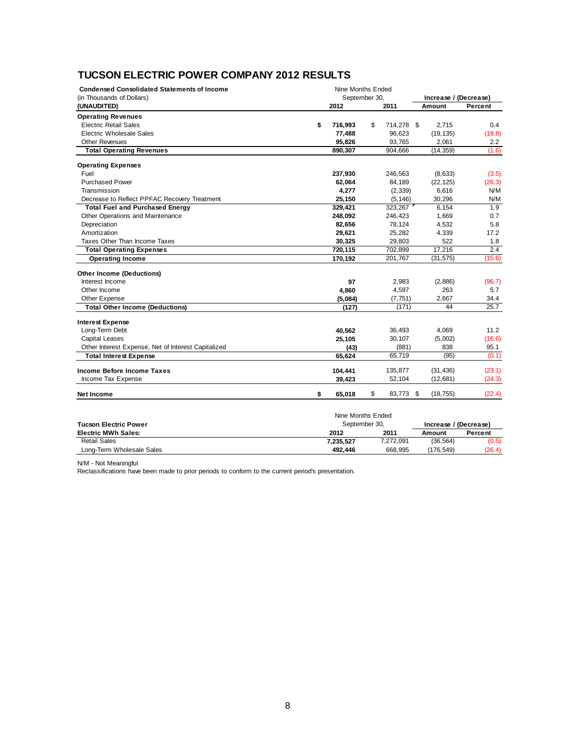## TUCSON ELECTRIC POWER COMPANY 2012 RESULTS

| Condensed Consolidated Statements of Income (in Thousands of Dollars) (UNAUDITED) | Nine Months Ended September 30, 2012 | 2011 | Increase / (Decrease) Amount | Percent |
|---|---|---|---|---|
| **Operating Revenues** | | | | |
| Electric Retail Sales | $ 716,993 | $ 714,278 | $ 2,715 | 0.4 |
| Electric Wholesale Sales | 77,488 | 96,623 | (19,135) | (19.8) |
| Other Revenues | 95,826 | 93,765 | 2,061 | 2.2 |
| **Total Operating Revenues** | 890,307 | 904,666 | (14,359) | (1.6) |
| **Operating Expenses** | | | | |
| Fuel | 237,930 | 246,563 | (8,633) | (3.5) |
| Purchased Power | 62,064 | 84,189 | (22,125) | (26.3) |
| Transmission | 4,277 | (2,339) | 6,616 | N/M |
| Decrease to Reflect PPFAC Recovery Treatment | 25,150 | (5,146) | 30,296 | N/M |
| **Total Fuel and Purchased Energy** | 329,421 | 323,267 | 6,154 | 1.9 |
| Other Operations and Maintenance | 248,092 | 246,423 | 1,669 | 0.7 |
| Depreciation | 82,656 | 78,124 | 4,532 | 5.8 |
| Amortization | 29,621 | 25,282 | 4,339 | 17.2 |
| Taxes Other Than Income Taxes | 30,325 | 29,803 | 522 | 1.8 |
| **Total Operating Expenses** | 720,115 | 702,899 | 17,216 | 2.4 |
| **Operating Income** | 170,192 | 201,767 | (31,575) | (15.6) |
| **Other Income (Deductions)** | | | | |
| Interest Income | 97 | 2,983 | (2,886) | (96.7) |
| Other Income | 4,860 | 4,597 | 263 | 5.7 |
| Other Expense | (5,084) | (7,751) | 2,667 | 34.4 |
| **Total Other Income (Deductions)** | (127) | (171) | 44 | 25.7 |
| **Interest Expense** | | | | |
| Long-Term Debt | 40,562 | 36,493 | 4,069 | 11.2 |
| Capital Leases | 25,105 | 30,107 | (5,002) | (16.6) |
| Other Interest Expense, Net of Interest Capitalized | (43) | (881) | 838 | 95.1 |
| **Total Interest Expense** | 65,624 | 65,719 | (95) | (0.1) |
| **Income Before Income Taxes** | 104,441 | 135,877 | (31,436) | (23.1) |
| Income Tax Expense | 39,423 | 52,104 | (12,681) | (24.3) |
| **Net Income** | $ 65,018 | $ 83,773 | $ (18,755) | (22.4) |

| Tucson Electric Power Electric MWh Sales: | Nine Months Ended September 30, 2012 | 2011 | Increase / (Decrease) Amount | Percent |
|---|---|---|---|---|
| Retail Sales | 7,235,527 | 7,272,091 | (36,564) | (0.5) |
| Long-Term Wholesale Sales | 492,446 | 668,995 | (176,549) | (26.4) |

N/M - Not Meaningful

Reclassifications have been made to prior periods to conform to the current period's presentation.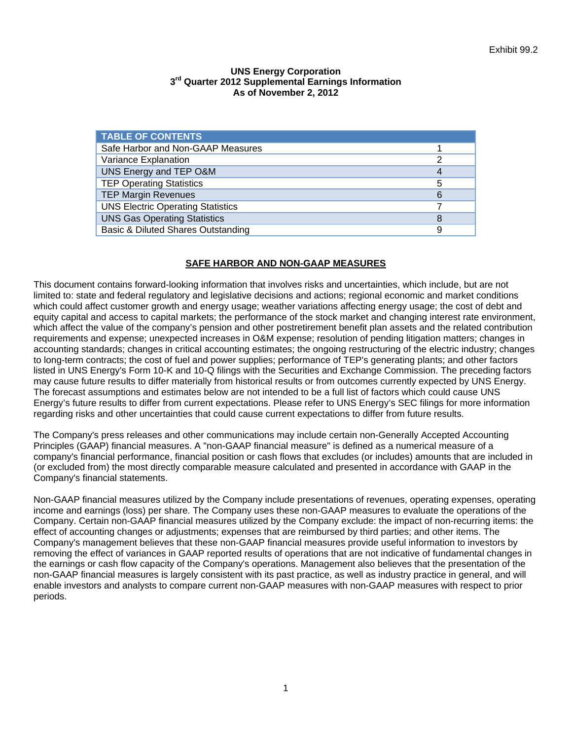Exhibit 99.2

**UNS Energy Corporation**
**3rd Quarter 2012 Supplemental Earnings Information**
**As of November 2, 2012**

| TABLE OF CONTENTS | |
|---|---|
| Safe Harbor and Non-GAAP Measures | 1 |
| Variance Explanation | 2 |
| UNS Energy and TEP O&M | 4 |
| TEP Operating Statistics | 5 |
| TEP Margin Revenues | 6 |
| UNS Electric Operating Statistics | 7 |
| UNS Gas Operating Statistics | 8 |
| Basic & Diluted Shares Outstanding | 9 |

## SAFE HARBOR AND NON-GAAP MEASURES

This document contains forward-looking information that involves risks and uncertainties, which include, but are not limited to: state and federal regulatory and legislative decisions and actions; regional economic and market conditions which could affect customer growth and energy usage; weather variations affecting energy usage; the cost of debt and equity capital and access to capital markets; the performance of the stock market and changing interest rate environment, which affect the value of the company's pension and other postretirement benefit plan assets and the related contribution requirements and expense; unexpected increases in O&M expense; resolution of pending litigation matters; changes in accounting standards; changes in critical accounting estimates; the ongoing restructuring of the electric industry; changes to long-term contracts; the cost of fuel and power supplies; performance of TEP's generating plants; and other factors listed in UNS Energy's Form 10-K and 10-Q filings with the Securities and Exchange Commission. The preceding factors may cause future results to differ materially from historical results or from outcomes currently expected by UNS Energy. The forecast assumptions and estimates below are not intended to be a full list of factors which could cause UNS Energy's future results to differ from current expectations. Please refer to UNS Energy's SEC filings for more information regarding risks and other uncertainties that could cause current expectations to differ from future results.

The Company's press releases and other communications may include certain non-Generally Accepted Accounting Principles (GAAP) financial measures. A "non-GAAP financial measure" is defined as a numerical measure of a company's financial performance, financial position or cash flows that excludes (or includes) amounts that are included in (or excluded from) the most directly comparable measure calculated and presented in accordance with GAAP in the Company's financial statements.

Non-GAAP financial measures utilized by the Company include presentations of revenues, operating expenses, operating income and earnings (loss) per share. The Company uses these non-GAAP measures to evaluate the operations of the Company. Certain non-GAAP financial measures utilized by the Company exclude: the impact of non-recurring items: the effect of accounting changes or adjustments; expenses that are reimbursed by third parties; and other items. The Company's management believes that these non-GAAP financial measures provide useful information to investors by removing the effect of variances in GAAP reported results of operations that are not indicative of fundamental changes in the earnings or cash flow capacity of the Company's operations. Management also believes that the presentation of the non-GAAP financial measures is largely consistent with its past practice, as well as industry practice in general, and will enable investors and analysts to compare current non-GAAP measures with non-GAAP measures with respect to prior periods.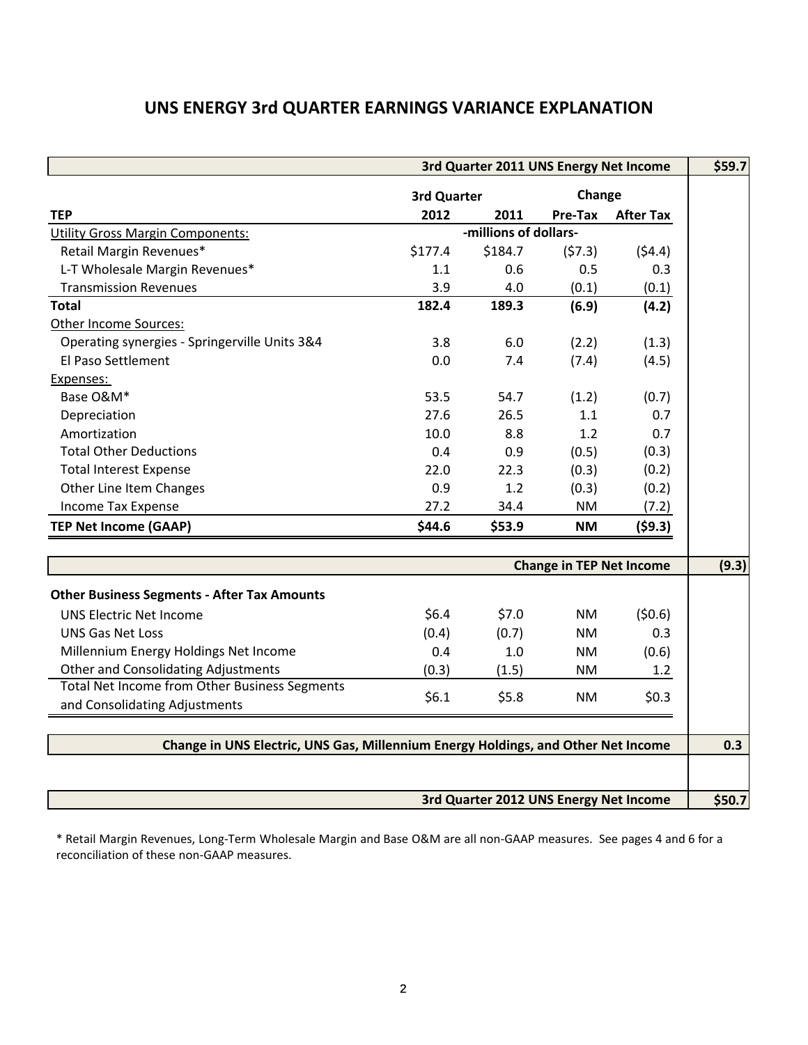# UNS ENERGY 3rd QUARTER EARNINGS VARIANCE EXPLANATION

| | | | | | |
|---|---|---|---|---|---|
| | | | | **3rd Quarter 2011 UNS Energy Net Income** | **$59.7** |
| | **3rd Quarter** | | **Change** | | |
| **TEP** | **2012** | **2011** | **Pre-Tax** | **After Tax** | |
| Utility Gross Margin Components: | | -millions of dollars- | | | |
| Retail Margin Revenues* | $177.4 | $184.7 | ($7.3) | ($4.4) | |
| L-T Wholesale Margin Revenues* | 1.1 | 0.6 | 0.5 | 0.3 | |
| Transmission Revenues | 3.9 | 4.0 | (0.1) | (0.1) | |
| **Total** | **182.4** | **189.3** | **(6.9)** | **(4.2)** | |
| Other Income Sources: | | | | | |
| Operating synergies - Springerville Units 3&4 | 3.8 | 6.0 | (2.2) | (1.3) | |
| El Paso Settlement | 0.0 | 7.4 | (7.4) | (4.5) | |
| Expenses: | | | | | |
| Base O&M* | 53.5 | 54.7 | (1.2) | (0.7) | |
| Depreciation | 27.6 | 26.5 | 1.1 | 0.7 | |
| Amortization | 10.0 | 8.8 | 1.2 | 0.7 | |
| Total Other Deductions | 0.4 | 0.9 | (0.5) | (0.3) | |
| Total Interest Expense | 22.0 | 22.3 | (0.3) | (0.2) | |
| Other Line Item Changes | 0.9 | 1.2 | (0.3) | (0.2) | |
| Income Tax Expense | 27.2 | 34.4 | NM | (7.2) | |
| **TEP Net Income (GAAP)** | **$44.6** | **$53.9** | **NM** | **($9.3)** | |
| | | | | **Change in TEP Net Income** | **(9.3)** |
| **Other Business Segments - After Tax Amounts** | | | | | |
| UNS Electric Net Income | $6.4 | $7.0 | NM | ($0.6) | |
| UNS Gas Net Loss | (0.4) | (0.7) | NM | 0.3 | |
| Millennium Energy Holdings Net Income | 0.4 | 1.0 | NM | (0.6) | |
| Other and Consolidating Adjustments | (0.3) | (1.5) | NM | 1.2 | |
| Total Net Income from Other Business Segments and Consolidating Adjustments | $6.1 | $5.8 | NM | $0.3 | |
| | | | | **Change in UNS Electric, UNS Gas, Millennium Energy Holdings, and Other Net Income** | **0.3** |
| | | | | **3rd Quarter 2012 UNS Energy Net Income** | **$50.7** |

* Retail Margin Revenues, Long-Term Wholesale Margin and Base O&M are all non-GAAP measures. See pages 4 and 6 for a reconciliation of these non-GAAP measures.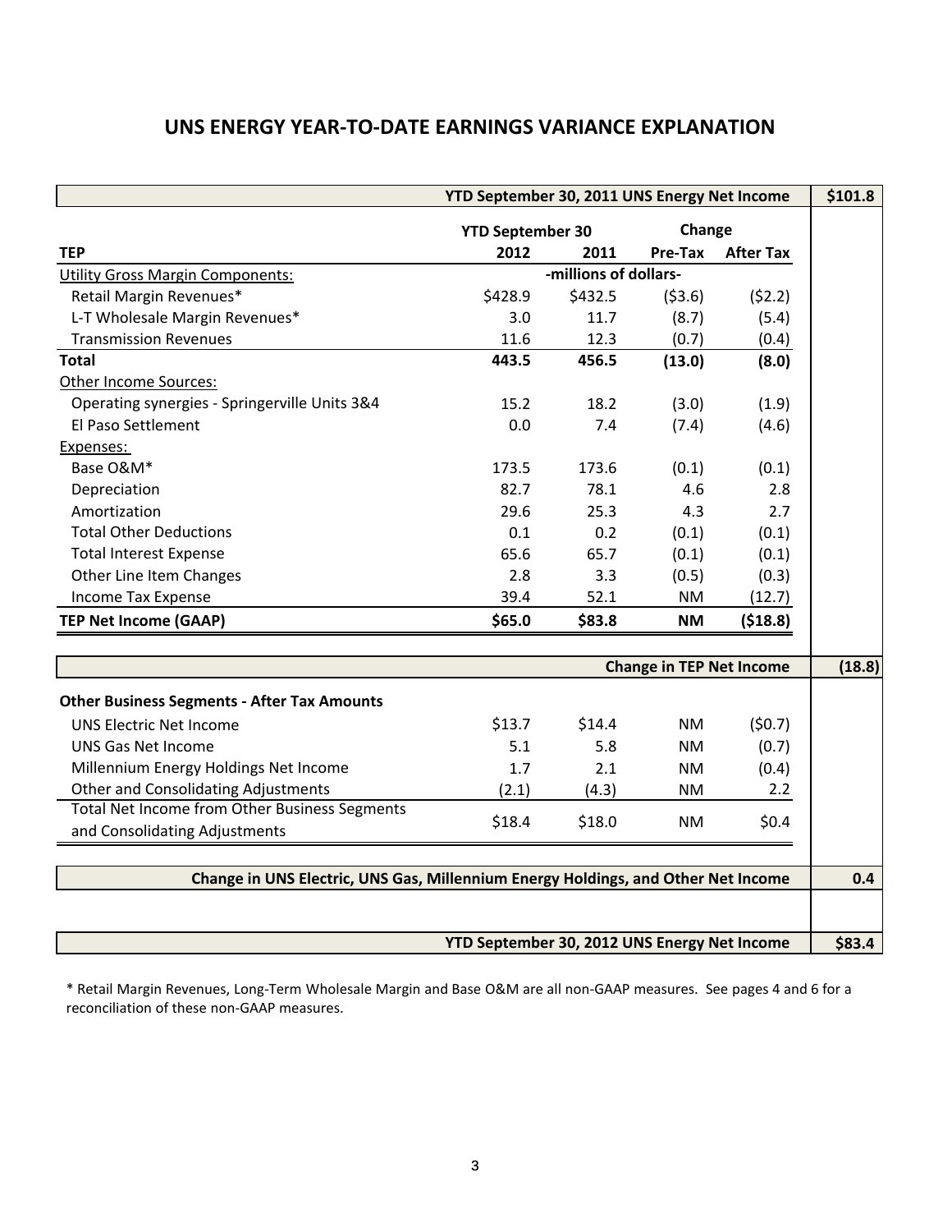# UNS ENERGY YEAR-TO-DATE EARNINGS VARIANCE EXPLANATION

| | | | | | |
|---|---|---|---|---|---|
| **YTD September 30, 2011 UNS Energy Net Income** | | | | | **$101.8** |
| | **YTD September 30** | | **Change** | | |
| **TEP** | **2012** | **2011** | **Pre-Tax** | **After Tax** | |
| Utility Gross Margin Components: | -millions of dollars- | | | | |
| Retail Margin Revenues* | $428.9 | $432.5 | ($3.6) | ($2.2) | |
| L-T Wholesale Margin Revenues* | 3.0 | 11.7 | (8.7) | (5.4) | |
| Transmission Revenues | 11.6 | 12.3 | (0.7) | (0.4) | |
| **Total** | **443.5** | **456.5** | **(13.0)** | **(8.0)** | |
| Other Income Sources: | | | | | |
| Operating synergies - Springerville Units 3&4 | 15.2 | 18.2 | (3.0) | (1.9) | |
| El Paso Settlement | 0.0 | 7.4 | (7.4) | (4.6) | |
| Expenses: | | | | | |
| Base O&M* | 173.5 | 173.6 | (0.1) | (0.1) | |
| Depreciation | 82.7 | 78.1 | 4.6 | 2.8 | |
| Amortization | 29.6 | 25.3 | 4.3 | 2.7 | |
| Total Other Deductions | 0.1 | 0.2 | (0.1) | (0.1) | |
| Total Interest Expense | 65.6 | 65.7 | (0.1) | (0.1) | |
| Other Line Item Changes | 2.8 | 3.3 | (0.5) | (0.3) | |
| Income Tax Expense | 39.4 | 52.1 | NM | (12.7) | |
| **TEP Net Income (GAAP)** | **$65.0** | **$83.8** | **NM** | **($18.8)** | |
| **Change in TEP Net Income** | | | | | **(18.8)** |
| **Other Business Segments - After Tax Amounts** | | | | | |
| UNS Electric Net Income | $13.7 | $14.4 | NM | ($0.7) | |
| UNS Gas Net Income | 5.1 | 5.8 | NM | (0.7) | |
| Millennium Energy Holdings Net Income | 1.7 | 2.1 | NM | (0.4) | |
| Other and Consolidating Adjustments | (2.1) | (4.3) | NM | 2.2 | |
| Total Net Income from Other Business Segments and Consolidating Adjustments | $18.4 | $18.0 | NM | $0.4 | |
| **Change in UNS Electric, UNS Gas, Millennium Energy Holdings, and Other Net Income** | | | | | **0.4** |
| **YTD September 30, 2012 UNS Energy Net Income** | | | | | **$83.4** |

* Retail Margin Revenues, Long-Term Wholesale Margin and Base O&M are all non-GAAP measures. See pages 4 and 6 for a reconciliation of these non-GAAP measures.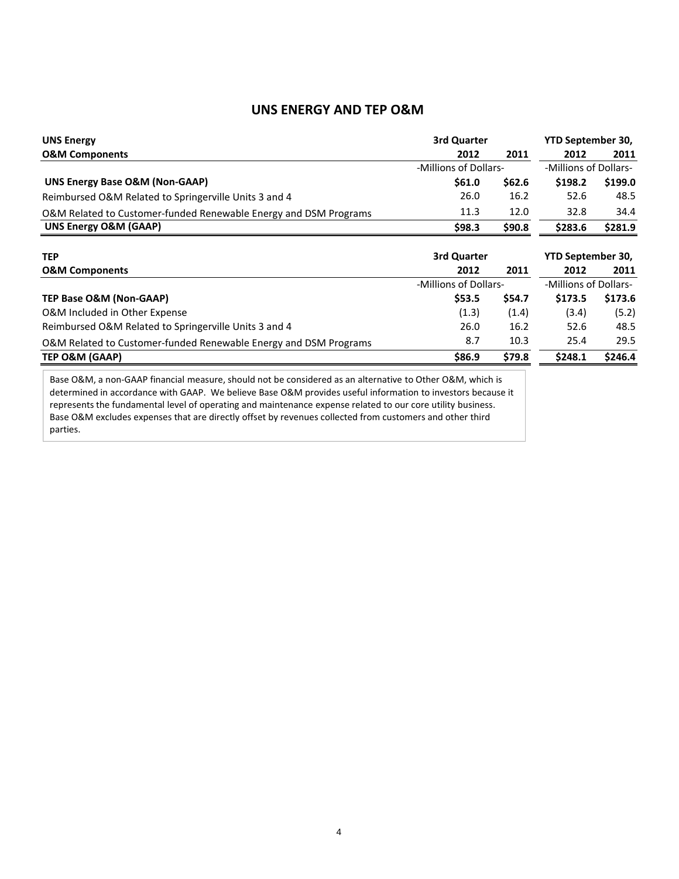# UNS ENERGY AND TEP O&M

| UNS Energy | 3rd Quarter | | YTD September 30, | |
|---|---|---|---|---|
| **O&M Components** | **2012** | **2011** | **2012** | **2011** |
| | -Millions of Dollars- | | -Millions of Dollars- | |
| **UNS Energy Base O&M (Non-GAAP)** | **$61.0** | **$62.6** | **$198.2** | **$199.0** |
| Reimbursed O&M Related to Springerville Units 3 and 4 | 26.0 | 16.2 | 52.6 | 48.5 |
| O&M Related to Customer-funded Renewable Energy and DSM Programs | 11.3 | 12.0 | 32.8 | 34.4 |
| **UNS Energy O&M (GAAP)** | **$98.3** | **$90.8** | **$283.6** | **$281.9** |

| TEP | 3rd Quarter | | YTD September 30, | |
|---|---|---|---|---|
| **O&M Components** | **2012** | **2011** | **2012** | **2011** |
| | -Millions of Dollars- | | -Millions of Dollars- | |
| **TEP Base O&M (Non-GAAP)** | **$53.5** | **$54.7** | **$173.5** | **$173.6** |
| O&M Included in Other Expense | (1.3) | (1.4) | (3.4) | (5.2) |
| Reimbursed O&M Related to Springerville Units 3 and 4 | 26.0 | 16.2 | 52.6 | 48.5 |
| O&M Related to Customer-funded Renewable Energy and DSM Programs | 8.7 | 10.3 | 25.4 | 29.5 |
| **TEP O&M (GAAP)** | **$86.9** | **$79.8** | **$248.1** | **$246.4** |

Base O&M, a non-GAAP financial measure, should not be considered as an alternative to Other O&M, which is determined in accordance with GAAP. We believe Base O&M provides useful information to investors because it represents the fundamental level of operating and maintenance expense related to our core utility business. Base O&M excludes expenses that are directly offset by revenues collected from customers and other third parties.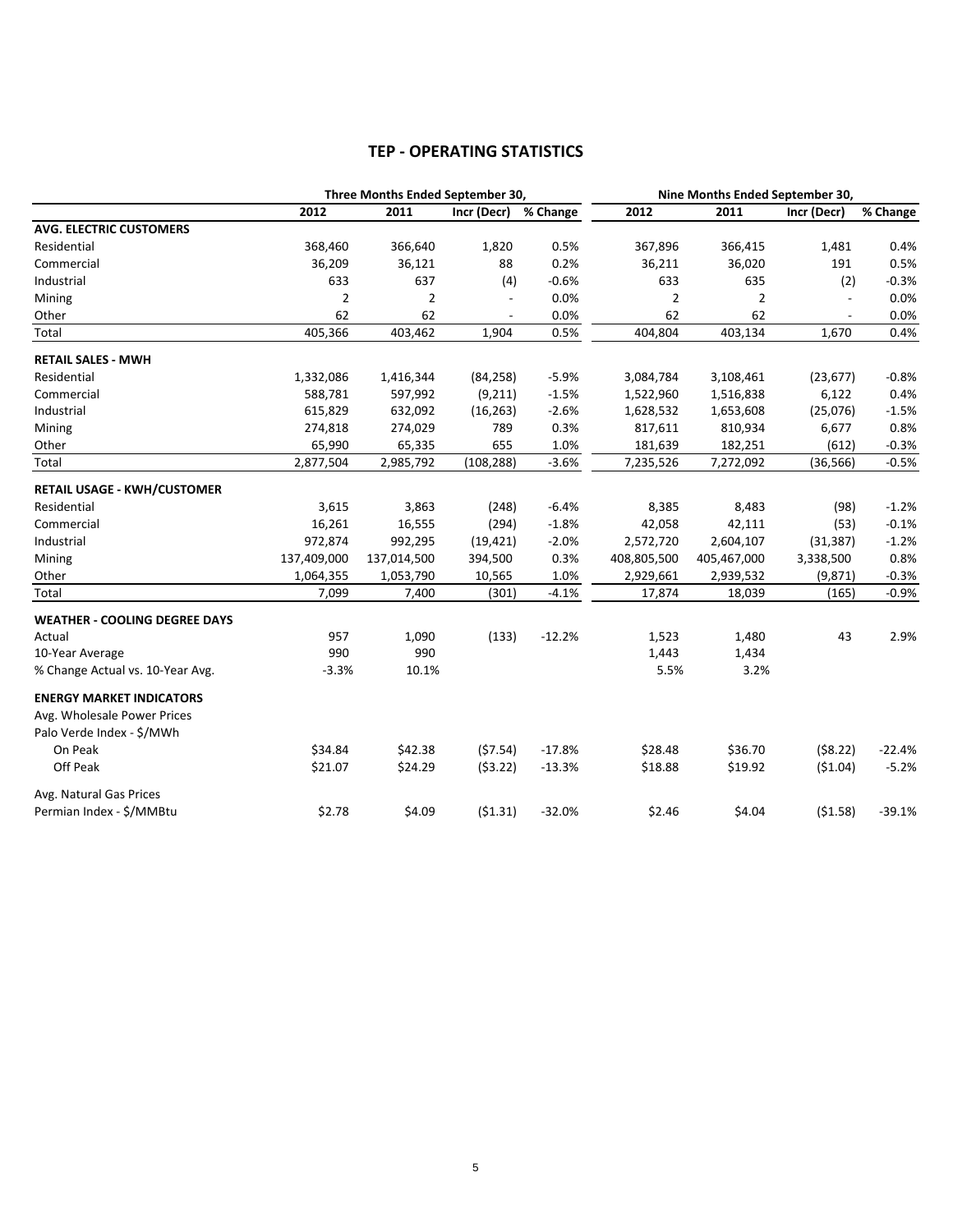## TEP - OPERATING STATISTICS

| | Three Months Ended September 30, | | | | Nine Months Ended September 30, | | | |
|---|---|---|---|---|---|---|---|---|
| | 2012 | 2011 | Incr (Decr) | % Change | 2012 | 2011 | Incr (Decr) | % Change |
| **AVG. ELECTRIC CUSTOMERS** | | | | | | | | |
| Residential | 368,460 | 366,640 | 1,820 | 0.5% | 367,896 | 366,415 | 1,481 | 0.4% |
| Commercial | 36,209 | 36,121 | 88 | 0.2% | 36,211 | 36,020 | 191 | 0.5% |
| Industrial | 633 | 637 | (4) | -0.6% | 633 | 635 | (2) | -0.3% |
| Mining | 2 | 2 | - | 0.0% | 2 | 2 | - | 0.0% |
| Other | 62 | 62 | - | 0.0% | 62 | 62 | - | 0.0% |
| Total | 405,366 | 403,462 | 1,904 | 0.5% | 404,804 | 403,134 | 1,670 | 0.4% |
| **RETAIL SALES - MWH** | | | | | | | | |
| Residential | 1,332,086 | 1,416,344 | (84,258) | -5.9% | 3,084,784 | 3,108,461 | (23,677) | -0.8% |
| Commercial | 588,781 | 597,992 | (9,211) | -1.5% | 1,522,960 | 1,516,838 | 6,122 | 0.4% |
| Industrial | 615,829 | 632,092 | (16,263) | -2.6% | 1,628,532 | 1,653,608 | (25,076) | -1.5% |
| Mining | 274,818 | 274,029 | 789 | 0.3% | 817,611 | 810,934 | 6,677 | 0.8% |
| Other | 65,990 | 65,335 | 655 | 1.0% | 181,639 | 182,251 | (612) | -0.3% |
| Total | 2,877,504 | 2,985,792 | (108,288) | -3.6% | 7,235,526 | 7,272,092 | (36,566) | -0.5% |
| **RETAIL USAGE - KWH/CUSTOMER** | | | | | | | | |
| Residential | 3,615 | 3,863 | (248) | -6.4% | 8,385 | 8,483 | (98) | -1.2% |
| Commercial | 16,261 | 16,555 | (294) | -1.8% | 42,058 | 42,111 | (53) | -0.1% |
| Industrial | 972,874 | 992,295 | (19,421) | -2.0% | 2,572,720 | 2,604,107 | (31,387) | -1.2% |
| Mining | 137,409,000 | 137,014,500 | 394,500 | 0.3% | 408,805,500 | 405,467,000 | 3,338,500 | 0.8% |
| Other | 1,064,355 | 1,053,790 | 10,565 | 1.0% | 2,929,661 | 2,939,532 | (9,871) | -0.3% |
| Total | 7,099 | 7,400 | (301) | -4.1% | 17,874 | 18,039 | (165) | -0.9% |
| **WEATHER - COOLING DEGREE DAYS** | | | | | | | | |
| Actual | 957 | 1,090 | (133) | -12.2% | 1,523 | 1,480 | 43 | 2.9% |
| 10-Year Average | 990 | 990 | | | 1,443 | 1,434 | | |
| % Change Actual vs. 10-Year Avg. | -3.3% | 10.1% | | | 5.5% | 3.2% | | |
| **ENERGY MARKET INDICATORS** | | | | | | | | |
| Avg. Wholesale Power Prices | | | | | | | | |
| Palo Verde Index - $/MWh | | | | | | | | |
| On Peak | $34.84 | $42.38 | ($7.54) | -17.8% | $28.48 | $36.70 | ($8.22) | -22.4% |
| Off Peak | $21.07 | $24.29 | ($3.22) | -13.3% | $18.88 | $19.92 | ($1.04) | -5.2% |
| Avg. Natural Gas Prices | | | | | | | | |
| Permian Index - $/MMBtu | $2.78 | $4.09 | ($1.31) | -32.0% | $2.46 | $4.04 | ($1.58) | -39.1% |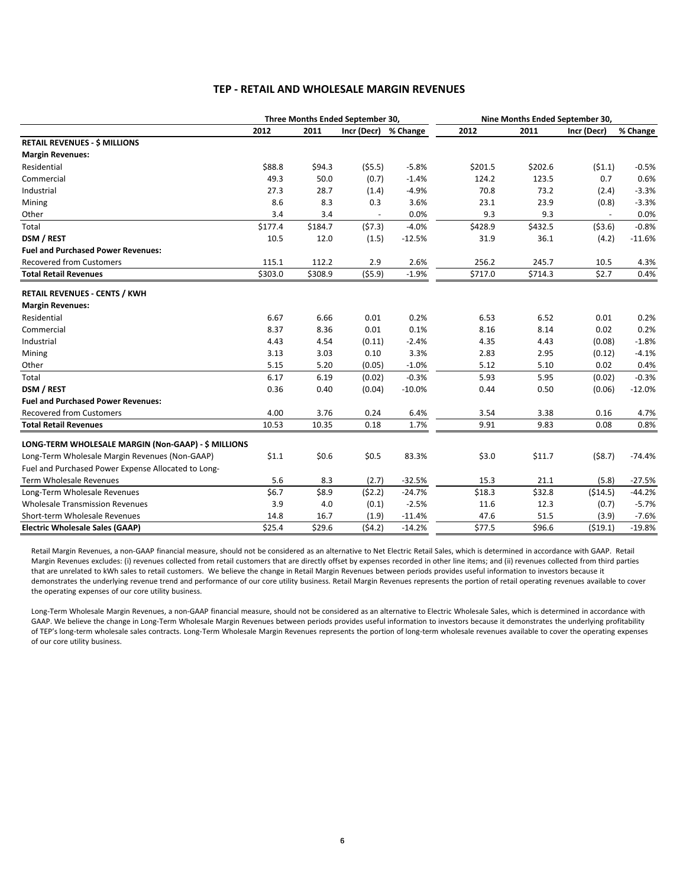## TEP - RETAIL AND WHOLESALE MARGIN REVENUES

| | Three Months Ended September 30, | | | | Nine Months Ended September 30, | | | |
|---|---|---|---|---|---|---|---|---|
| | 2012 | 2011 | Incr (Decr) | % Change | 2012 | 2011 | Incr (Decr) | % Change |
| **RETAIL REVENUES - $ MILLIONS** | | | | | | | | |
| **Margin Revenues:** | | | | | | | | |
| Residential | $88.8 | $94.3 | ($5.5) | -5.8% | $201.5 | $202.6 | ($1.1) | -0.5% |
| Commercial | 49.3 | 50.0 | (0.7) | -1.4% | 124.2 | 123.5 | 0.7 | 0.6% |
| Industrial | 27.3 | 28.7 | (1.4) | -4.9% | 70.8 | 73.2 | (2.4) | -3.3% |
| Mining | 8.6 | 8.3 | 0.3 | 3.6% | 23.1 | 23.9 | (0.8) | -3.3% |
| Other | 3.4 | 3.4 | - | 0.0% | 9.3 | 9.3 | - | 0.0% |
| Total | $177.4 | $184.7 | ($7.3) | -4.0% | $428.9 | $432.5 | ($3.6) | -0.8% |
| **DSM / REST** | 10.5 | 12.0 | (1.5) | -12.5% | 31.9 | 36.1 | (4.2) | -11.6% |
| **Fuel and Purchased Power Revenues:** | | | | | | | | |
| Recovered from Customers | 115.1 | 112.2 | 2.9 | 2.6% | 256.2 | 245.7 | 10.5 | 4.3% |
| **Total Retail Revenues** | $303.0 | $308.9 | ($5.9) | -1.9% | $717.0 | $714.3 | $2.7 | 0.4% |
| **RETAIL REVENUES - CENTS / KWH** | | | | | | | | |
| **Margin Revenues:** | | | | | | | | |
| Residential | 6.67 | 6.66 | 0.01 | 0.2% | 6.53 | 6.52 | 0.01 | 0.2% |
| Commercial | 8.37 | 8.36 | 0.01 | 0.1% | 8.16 | 8.14 | 0.02 | 0.2% |
| Industrial | 4.43 | 4.54 | (0.11) | -2.4% | 4.35 | 4.43 | (0.08) | -1.8% |
| Mining | 3.13 | 3.03 | 0.10 | 3.3% | 2.83 | 2.95 | (0.12) | -4.1% |
| Other | 5.15 | 5.20 | (0.05) | -1.0% | 5.12 | 5.10 | 0.02 | 0.4% |
| Total | 6.17 | 6.19 | (0.02) | -0.3% | 5.93 | 5.95 | (0.02) | -0.3% |
| **DSM / REST** | 0.36 | 0.40 | (0.04) | -10.0% | 0.44 | 0.50 | (0.06) | -12.0% |
| **Fuel and Purchased Power Revenues:** | | | | | | | | |
| Recovered from Customers | 4.00 | 3.76 | 0.24 | 6.4% | 3.54 | 3.38 | 0.16 | 4.7% |
| **Total Retail Revenues** | 10.53 | 10.35 | 0.18 | 1.7% | 9.91 | 9.83 | 0.08 | 0.8% |
| **LONG-TERM WHOLESALE MARGIN (Non-GAAP) - $ MILLIONS** | | | | | | | | |
| Long-Term Wholesale Margin Revenues (Non-GAAP) | $1.1 | $0.6 | $0.5 | 83.3% | $3.0 | $11.7 | ($8.7) | -74.4% |
| Fuel and Purchased Power Expense Allocated to Long-Term Wholesale Revenues | 5.6 | 8.3 | (2.7) | -32.5% | 15.3 | 21.1 | (5.8) | -27.5% |
| Long-Term Wholesale Revenues | $6.7 | $8.9 | ($2.2) | -24.7% | $18.3 | $32.8 | ($14.5) | -44.2% |
| Wholesale Transmission Revenues | 3.9 | 4.0 | (0.1) | -2.5% | 11.6 | 12.3 | (0.7) | -5.7% |
| Short-term Wholesale Revenues | 14.8 | 16.7 | (1.9) | -11.4% | 47.6 | 51.5 | (3.9) | -7.6% |
| **Electric Wholesale Sales (GAAP)** | $25.4 | $29.6 | ($4.2) | -14.2% | $77.5 | $96.6 | ($19.1) | -19.8% |

Retail Margin Revenues, a non-GAAP financial measure, should not be considered as an alternative to Net Electric Retail Sales, which is determined in accordance with GAAP. Retail Margin Revenues excludes: (i) revenues collected from retail customers that are directly offset by expenses recorded in other line items; and (ii) revenues collected from third parties that are unrelated to kWh sales to retail customers. We believe the change in Retail Margin Revenues between periods provides useful information to investors because it demonstrates the underlying revenue trend and performance of our core utility business. Retail Margin Revenues represents the portion of retail operating revenues available to cover the operating expenses of our core utility business.

Long-Term Wholesale Margin Revenues, a non-GAAP financial measure, should not be considered as an alternative to Electric Wholesale Sales, which is determined in accordance with GAAP. We believe the change in Long-Term Wholesale Margin Revenues between periods provides useful information to investors because it demonstrates the underlying profitability of TEP's long-term wholesale sales contracts. Long-Term Wholesale Margin Revenues represents the portion of long-term wholesale revenues available to cover the operating expenses of our core utility business.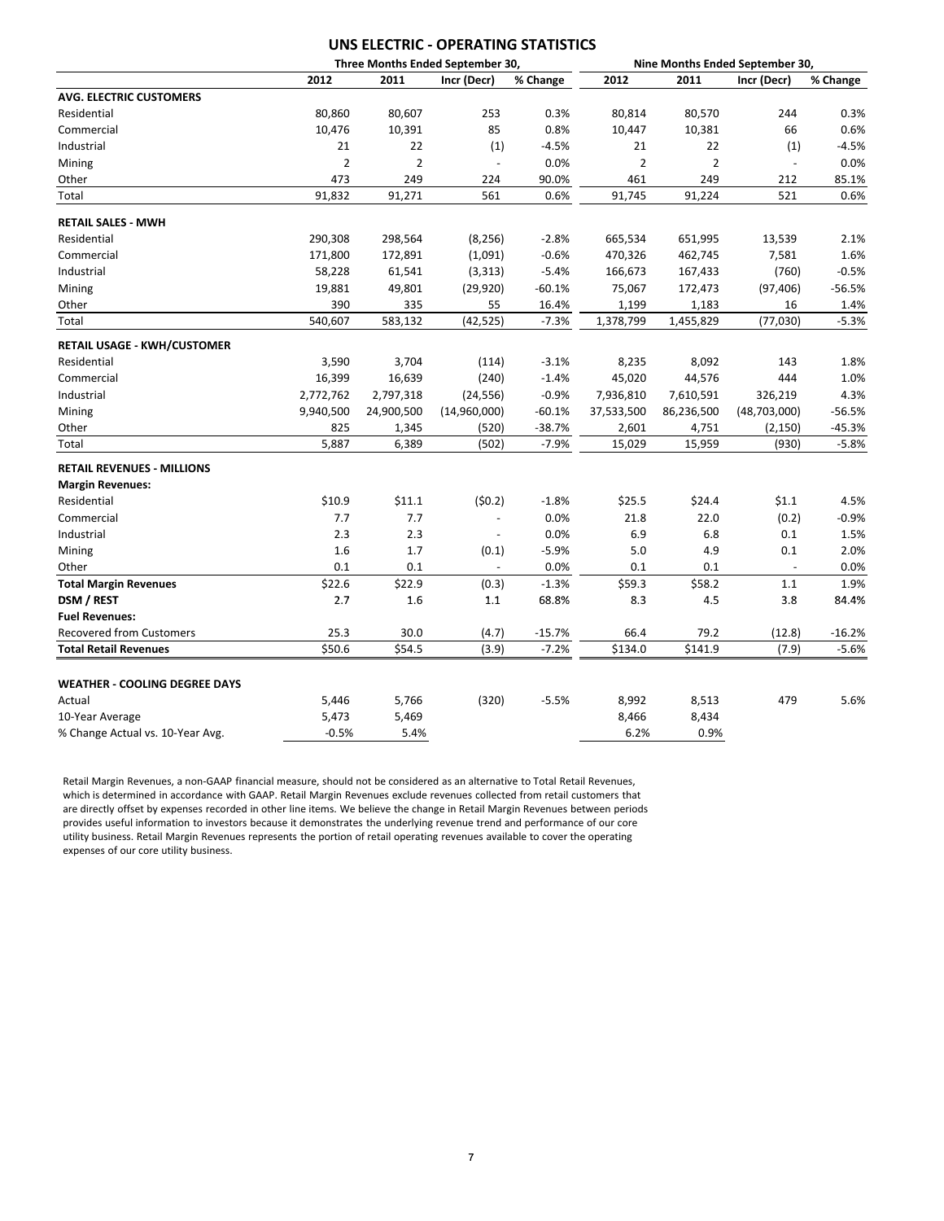# UNS ELECTRIC - OPERATING STATISTICS

| | Three Months Ended September 30, | | | | Nine Months Ended September 30, | | | |
|---|---|---|---|---|---|---|---|---|
| | 2012 | 2011 | Incr (Decr) | % Change | 2012 | 2011 | Incr (Decr) | % Change |
| **AVG. ELECTRIC CUSTOMERS** | | | | | | | | |
| Residential | 80,860 | 80,607 | 253 | 0.3% | 80,814 | 80,570 | 244 | 0.3% |
| Commercial | 10,476 | 10,391 | 85 | 0.8% | 10,447 | 10,381 | 66 | 0.6% |
| Industrial | 21 | 22 | (1) | -4.5% | 21 | 22 | (1) | -4.5% |
| Mining | 2 | 2 | - | 0.0% | 2 | 2 | - | 0.0% |
| Other | 473 | 249 | 224 | 90.0% | 461 | 249 | 212 | 85.1% |
| Total | 91,832 | 91,271 | 561 | 0.6% | 91,745 | 91,224 | 521 | 0.6% |
| **RETAIL SALES - MWH** | | | | | | | | |
| Residential | 290,308 | 298,564 | (8,256) | -2.8% | 665,534 | 651,995 | 13,539 | 2.1% |
| Commercial | 171,800 | 172,891 | (1,091) | -0.6% | 470,326 | 462,745 | 7,581 | 1.6% |
| Industrial | 58,228 | 61,541 | (3,313) | -5.4% | 166,673 | 167,433 | (760) | -0.5% |
| Mining | 19,881 | 49,801 | (29,920) | -60.1% | 75,067 | 172,473 | (97,406) | -56.5% |
| Other | 390 | 335 | 55 | 16.4% | 1,199 | 1,183 | 16 | 1.4% |
| Total | 540,607 | 583,132 | (42,525) | -7.3% | 1,378,799 | 1,455,829 | (77,030) | -5.3% |
| **RETAIL USAGE - KWH/CUSTOMER** | | | | | | | | |
| Residential | 3,590 | 3,704 | (114) | -3.1% | 8,235 | 8,092 | 143 | 1.8% |
| Commercial | 16,399 | 16,639 | (240) | -1.4% | 45,020 | 44,576 | 444 | 1.0% |
| Industrial | 2,772,762 | 2,797,318 | (24,556) | -0.9% | 7,936,810 | 7,610,591 | 326,219 | 4.3% |
| Mining | 9,940,500 | 24,900,500 | (14,960,000) | -60.1% | 37,533,500 | 86,236,500 | (48,703,000) | -56.5% |
| Other | 825 | 1,345 | (520) | -38.7% | 2,601 | 4,751 | (2,150) | -45.3% |
| Total | 5,887 | 6,389 | (502) | -7.9% | 15,029 | 15,959 | (930) | -5.8% |
| **RETAIL REVENUES - MILLIONS** | | | | | | | | |
| **Margin Revenues:** | | | | | | | | |
| Residential | $10.9 | $11.1 | ($0.2) | -1.8% | $25.5 | $24.4 | $1.1 | 4.5% |
| Commercial | 7.7 | 7.7 | - | 0.0% | 21.8 | 22.0 | (0.2) | -0.9% |
| Industrial | 2.3 | 2.3 | - | 0.0% | 6.9 | 6.8 | 0.1 | 1.5% |
| Mining | 1.6 | 1.7 | (0.1) | -5.9% | 5.0 | 4.9 | 0.1 | 2.0% |
| Other | 0.1 | 0.1 | - | 0.0% | 0.1 | 0.1 | - | 0.0% |
| **Total Margin Revenues** | $22.6 | $22.9 | (0.3) | -1.3% | $59.3 | $58.2 | 1.1 | 1.9% |
| **DSM / REST** | 2.7 | 1.6 | 1.1 | 68.8% | 8.3 | 4.5 | 3.8 | 84.4% |
| **Fuel Revenues:** | | | | | | | | |
| Recovered from Customers | 25.3 | 30.0 | (4.7) | -15.7% | 66.4 | 79.2 | (12.8) | -16.2% |
| **Total Retail Revenues** | $50.6 | $54.5 | (3.9) | -7.2% | $134.0 | $141.9 | (7.9) | -5.6% |
| **WEATHER - COOLING DEGREE DAYS** | | | | | | | | |
| Actual | 5,446 | 5,766 | (320) | -5.5% | 8,992 | 8,513 | 479 | 5.6% |
| 10-Year Average | 5,473 | 5,469 | | | 8,466 | 8,434 | | |
| % Change Actual vs. 10-Year Avg. | -0.5% | 5.4% | | | 6.2% | 0.9% | | |

Retail Margin Revenues, a non-GAAP financial measure, should not be considered as an alternative to Total Retail Revenues, which is determined in accordance with GAAP. Retail Margin Revenues exclude revenues collected from retail customers that are directly offset by expenses recorded in other line items. We believe the change in Retail Margin Revenues between periods provides useful information to investors because it demonstrates the underlying revenue trend and performance of our core utility business. Retail Margin Revenues represents the portion of retail operating revenues available to cover the operating expenses of our core utility business.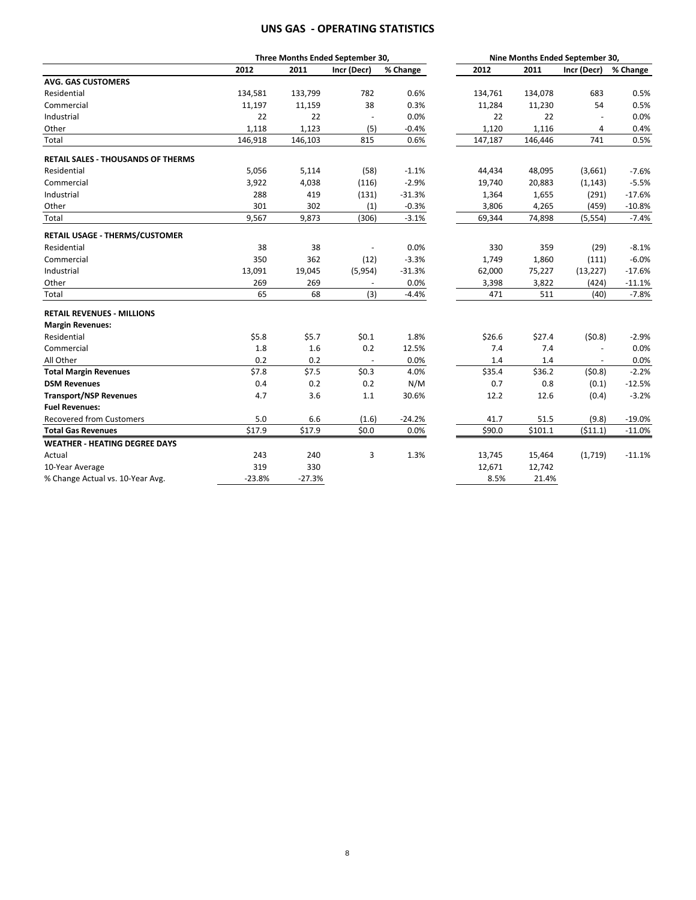# UNS GAS - OPERATING STATISTICS

| | Three Months Ended September 30, | | | | Nine Months Ended September 30, | | | |
|---|---|---|---|---|---|---|---|---|
| | 2012 | 2011 | Incr (Decr) | % Change | 2012 | 2011 | Incr (Decr) | % Change |
| **AVG. GAS CUSTOMERS** | | | | | | | | |
| Residential | 134,581 | 133,799 | 782 | 0.6% | 134,761 | 134,078 | 683 | 0.5% |
| Commercial | 11,197 | 11,159 | 38 | 0.3% | 11,284 | 11,230 | 54 | 0.5% |
| Industrial | 22 | 22 | - | 0.0% | 22 | 22 | - | 0.0% |
| Other | 1,118 | 1,123 | (5) | -0.4% | 1,120 | 1,116 | 4 | 0.4% |
| Total | 146,918 | 146,103 | 815 | 0.6% | 147,187 | 146,446 | 741 | 0.5% |
| **RETAIL SALES - THOUSANDS OF THERMS** | | | | | | | | |
| Residential | 5,056 | 5,114 | (58) | -1.1% | 44,434 | 48,095 | (3,661) | -7.6% |
| Commercial | 3,922 | 4,038 | (116) | -2.9% | 19,740 | 20,883 | (1,143) | -5.5% |
| Industrial | 288 | 419 | (131) | -31.3% | 1,364 | 1,655 | (291) | -17.6% |
| Other | 301 | 302 | (1) | -0.3% | 3,806 | 4,265 | (459) | -10.8% |
| Total | 9,567 | 9,873 | (306) | -3.1% | 69,344 | 74,898 | (5,554) | -7.4% |
| **RETAIL USAGE - THERMS/CUSTOMER** | | | | | | | | |
| Residential | 38 | 38 | - | 0.0% | 330 | 359 | (29) | -8.1% |
| Commercial | 350 | 362 | (12) | -3.3% | 1,749 | 1,860 | (111) | -6.0% |
| Industrial | 13,091 | 19,045 | (5,954) | -31.3% | 62,000 | 75,227 | (13,227) | -17.6% |
| Other | 269 | 269 | - | 0.0% | 3,398 | 3,822 | (424) | -11.1% |
| Total | 65 | 68 | (3) | -4.4% | 471 | 511 | (40) | -7.8% |
| **RETAIL REVENUES - MILLIONS** | | | | | | | | |
| **Margin Revenues:** | | | | | | | | |
| Residential | $5.8 | $5.7 | $0.1 | 1.8% | $26.6 | $27.4 | ($0.8) | -2.9% |
| Commercial | 1.8 | 1.6 | 0.2 | 12.5% | 7.4 | 7.4 | - | 0.0% |
| All Other | 0.2 | 0.2 | - | 0.0% | 1.4 | 1.4 | - | 0.0% |
| **Total Margin Revenues** | $7.8 | $7.5 | $0.3 | 4.0% | $35.4 | $36.2 | ($0.8) | -2.2% |
| **DSM Revenues** | 0.4 | 0.2 | 0.2 | N/M | 0.7 | 0.8 | (0.1) | -12.5% |
| **Transport/NSP Revenues** | 4.7 | 3.6 | 1.1 | 30.6% | 12.2 | 12.6 | (0.4) | -3.2% |
| **Fuel Revenues:** | | | | | | | | |
| Recovered from Customers | 5.0 | 6.6 | (1.6) | -24.2% | 41.7 | 51.5 | (9.8) | -19.0% |
| **Total Gas Revenues** | $17.9 | $17.9 | $0.0 | 0.0% | $90.0 | $101.1 | ($11.1) | -11.0% |
| **WEATHER - HEATING DEGREE DAYS** | | | | | | | | |
| Actual | 243 | 240 | 3 | 1.3% | 13,745 | 15,464 | (1,719) | -11.1% |
| 10-Year Average | 319 | 330 | | | 12,671 | 12,742 | | |
| % Change Actual vs. 10-Year Avg. | -23.8% | -27.3% | | | 8.5% | 21.4% | | |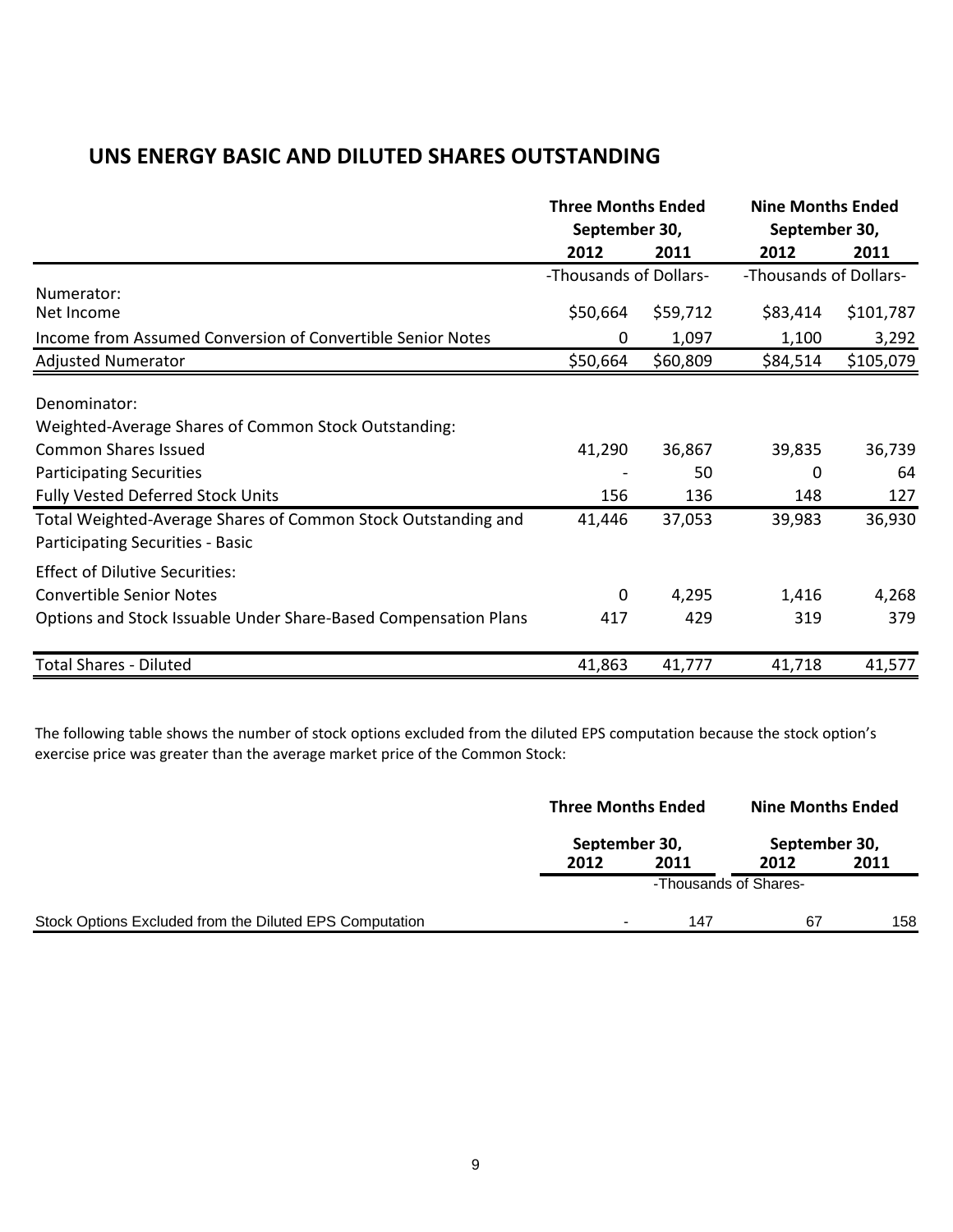## UNS ENERGY BASIC AND DILUTED SHARES OUTSTANDING

| | Three Months Ended September 30, | | Nine Months Ended September 30, | |
|---|---|---|---|---|
| | 2012 | 2011 | 2012 | 2011 |
| | -Thousands of Dollars- | | -Thousands of Dollars- | |
| Numerator: | | | | |
| Net Income | $50,664 | $59,712 | $83,414 | $101,787 |
| Income from Assumed Conversion of Convertible Senior Notes | 0 | 1,097 | 1,100 | 3,292 |
| Adjusted Numerator | $50,664 | $60,809 | $84,514 | $105,079 |
| Denominator: | | | | |
| Weighted-Average Shares of Common Stock Outstanding: | | | | |
| Common Shares Issued | 41,290 | 36,867 | 39,835 | 36,739 |
| Participating Securities | - | 50 | 0 | 64 |
| Fully Vested Deferred Stock Units | 156 | 136 | 148 | 127 |
| Total Weighted-Average Shares of Common Stock Outstanding and Participating Securities - Basic | 41,446 | 37,053 | 39,983 | 36,930 |
| Effect of Dilutive Securities: | | | | |
| Convertible Senior Notes | 0 | 4,295 | 1,416 | 4,268 |
| Options and Stock Issuable Under Share-Based Compensation Plans | 417 | 429 | 319 | 379 |
| Total Shares - Diluted | 41,863 | 41,777 | 41,718 | 41,577 |

The following table shows the number of stock options excluded from the diluted EPS computation because the stock option's exercise price was greater than the average market price of the Common Stock:

| | Three Months Ended September 30, | | Nine Months Ended September 30, | |
|---|---|---|---|---|
| | 2012 | 2011 | 2012 | 2011 |
| | -Thousands of Shares- | | | |
| Stock Options Excluded from the Diluted EPS Computation | - | 147 | 67 | 158 |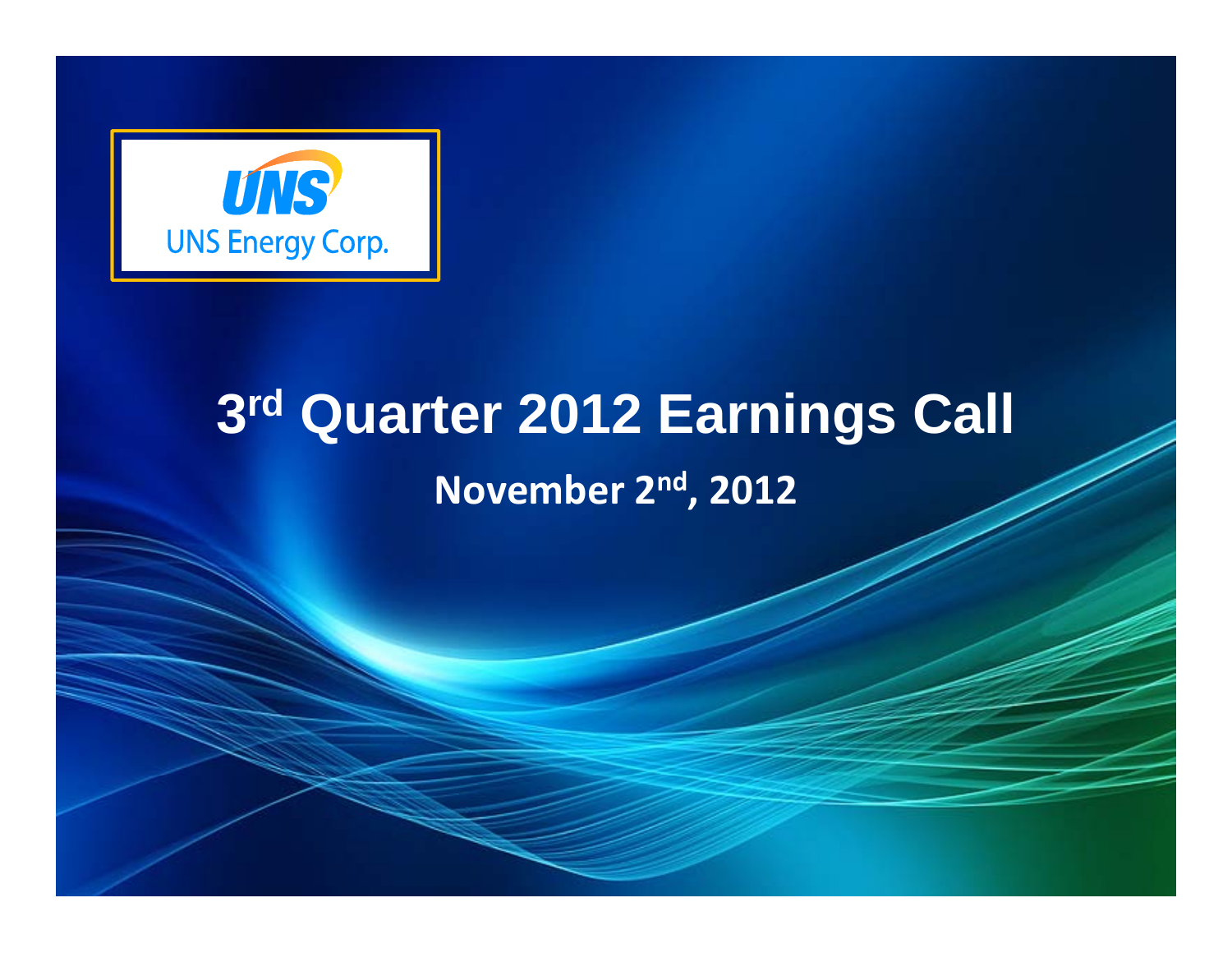UNS Energy Corp.

# 3rd Quarter 2012 Earnings Call

**November 2nd, 2012**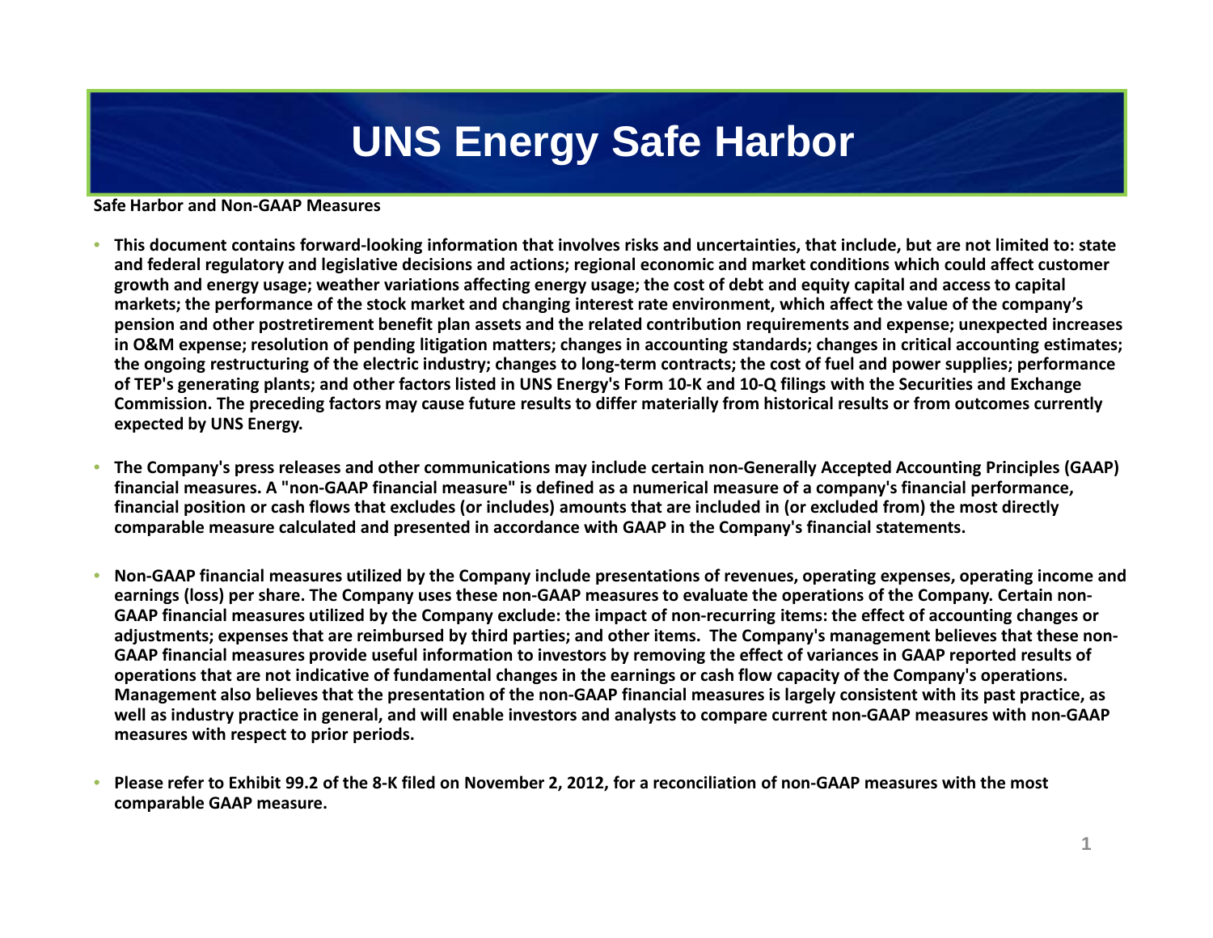# UNS Energy Safe Harbor

**Safe Harbor and Non-GAAP Measures**

- **This document contains forward-looking information that involves risks and uncertainties, that include, but are not limited to: state and federal regulatory and legislative decisions and actions; regional economic and market conditions which could affect customer growth and energy usage; weather variations affecting energy usage; the cost of debt and equity capital and access to capital markets; the performance of the stock market and changing interest rate environment, which affect the value of the company's pension and other postretirement benefit plan assets and the related contribution requirements and expense; unexpected increases in O&M expense; resolution of pending litigation matters; changes in accounting standards; changes in critical accounting estimates; the ongoing restructuring of the electric industry; changes to long-term contracts; the cost of fuel and power supplies; performance of TEP's generating plants; and other factors listed in UNS Energy's Form 10-K and 10-Q filings with the Securities and Exchange Commission. The preceding factors may cause future results to differ materially from historical results or from outcomes currently expected by UNS Energy.**

- **The Company's press releases and other communications may include certain non-Generally Accepted Accounting Principles (GAAP) financial measures. A "non-GAAP financial measure" is defined as a numerical measure of a company's financial performance, financial position or cash flows that excludes (or includes) amounts that are included in (or excluded from) the most directly comparable measure calculated and presented in accordance with GAAP in the Company's financial statements.**

- **Non-GAAP financial measures utilized by the Company include presentations of revenues, operating expenses, operating income and earnings (loss) per share. The Company uses these non-GAAP measures to evaluate the operations of the Company. Certain non-GAAP financial measures utilized by the Company exclude: the impact of non-recurring items: the effect of accounting changes or adjustments; expenses that are reimbursed by third parties; and other items. The Company's management believes that these non-GAAP financial measures provide useful information to investors by removing the effect of variances in GAAP reported results of operations that are not indicative of fundamental changes in the earnings or cash flow capacity of the Company's operations. Management also believes that the presentation of the non-GAAP financial measures is largely consistent with its past practice, as well as industry practice in general, and will enable investors and analysts to compare current non-GAAP measures with non-GAAP measures with respect to prior periods.**

- **Please refer to Exhibit 99.2 of the 8-K filed on November 2, 2012, for a reconciliation of non-GAAP measures with the most comparable GAAP measure.**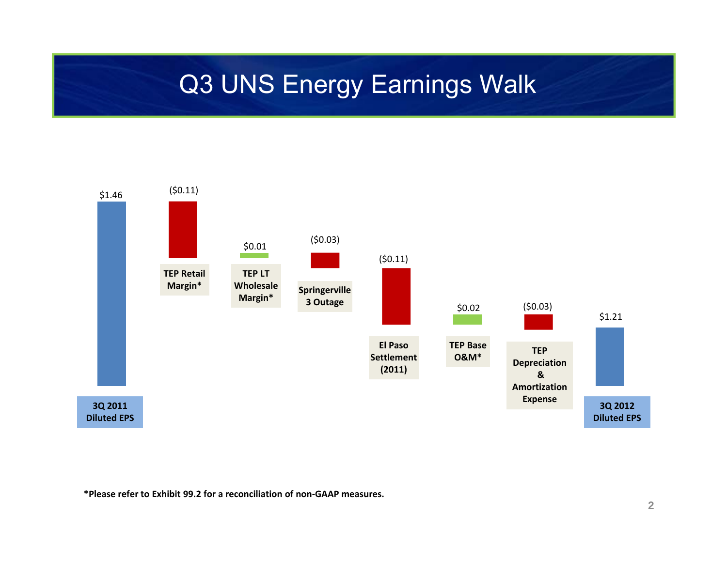# Q3 UNS Energy Earnings Walk

$1.46

3Q 2011 Diluted EPS

($0.11)

TEP Retail Margin*

$0.01

TEP LT Wholesale Margin*

($0.03)

Springerville 3 Outage

($0.11)

El Paso Settlement (2011)

$0.02

TEP Base O&M*

($0.03)

TEP Depreciation & Amortization Expense

$1.21

3Q 2012 Diluted EPS

**\*Please refer to Exhibit 99.2 for a reconciliation of non-GAAP measures.**